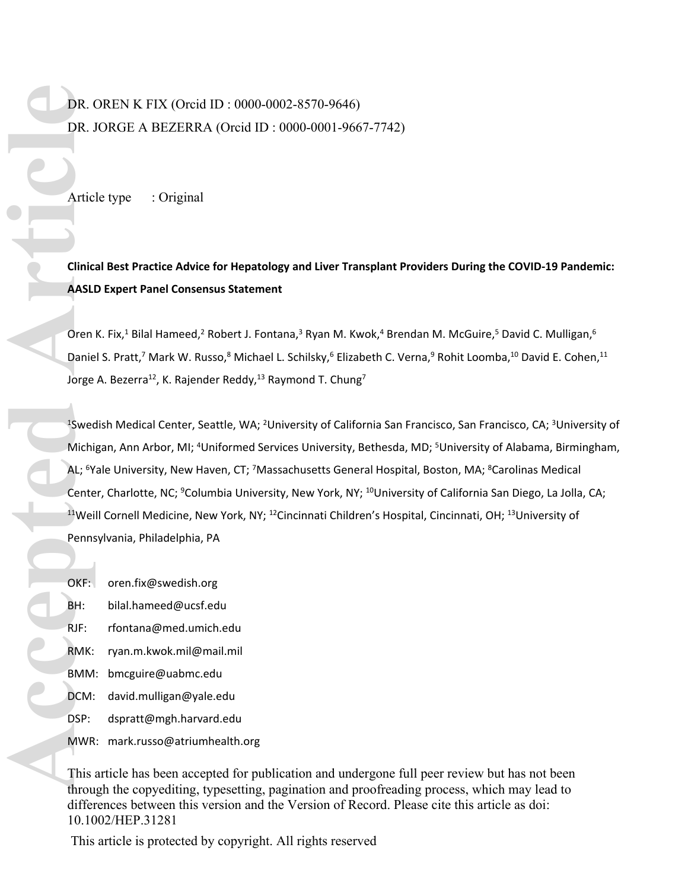DR. OREN K FIX (Orcid ID : 0000-0002-8570-9646)

DR. JORGE A BEZERRA (Orcid ID : 0000-0001-9667-7742)

Article type : Original

# Clinical Best Practice Advice for Hepatology and Liver Transplant Providers During the COVID-19 Pandemic: AASLD Expert Panel Consensus Statement

Oren K. Fix,[1] Bilal Hameed,[2] Robert J. Fontana,[3] Ryan M. Kwok,[4] Brendan M. McGuire,[5] David C. Mulligan,[6] Daniel S. Pratt,[7] Mark W. Russo,[8] Michael L. Schilsky,[6] Elizabeth C. Verna,[9] Rohit Loomba,[10] David E. Cohen,[11] Jorge A. Bezerra[12], K. Rajender Reddy,[13] Raymond T. Chung[7]

[1]Swedish Medical Center, Seattle, WA; [2]University of California San Francisco, San Francisco, CA; [3]University of Michigan, Ann Arbor, MI; [4]Uniformed Services University, Bethesda, MD; [5]University of Alabama, Birmingham, AL; [6]Yale University, New Haven, CT; [7]Massachusetts General Hospital, Boston, MA; [8]Carolinas Medical Center, Charlotte, NC; [9]Columbia University, New York, NY; [10]University of California San Diego, La Jolla, CA; [11]Weill Cornell Medicine, New York, NY; [12]Cincinnati Children's Hospital, Cincinnati, OH; [13]University of Pennsylvania, Philadelphia, PA

OKF: oren.fix@swedish.org
BH: bilal.hameed@ucsf.edu
RJF: rfontana@med.umich.edu
RMK: ryan.m.kwok.mil@mail.mil
BMM: bmcguire@uabmc.edu
DCM: david.mulligan@yale.edu
DSP: dspratt@mgh.harvard.edu
MWR: mark.russo@atriumhealth.org

This article has been accepted for publication and undergone full peer review but has not been through the copyediting, typesetting, pagination and proofreading process, which may lead to differences between this version and the Version of Record. Please cite this article as doi: 10.1002/HEP.31281

This article is protected by copyright. All rights reserved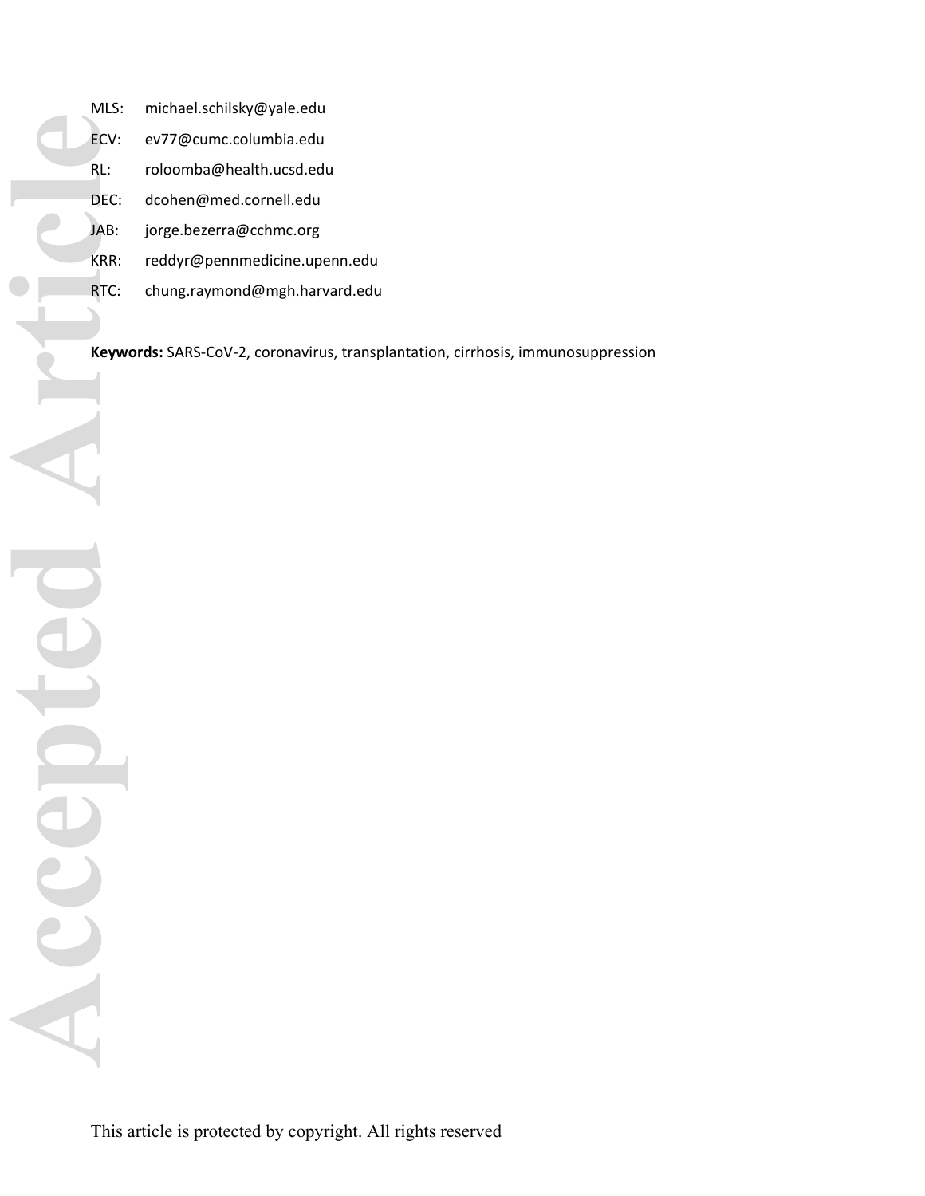MLS: michael.schilsky@yale.edu

ECV: ev77@cumc.columbia.edu

RL: roloomba@health.ucsd.edu

DEC: dcohen@med.cornell.edu

JAB: jorge.bezerra@cchmc.org

KRR: reddyr@pennmedicine.upenn.edu

RTC: chung.raymond@mgh.harvard.edu

**Keywords:** SARS-CoV-2, coronavirus, transplantation, cirrhosis, immunosuppression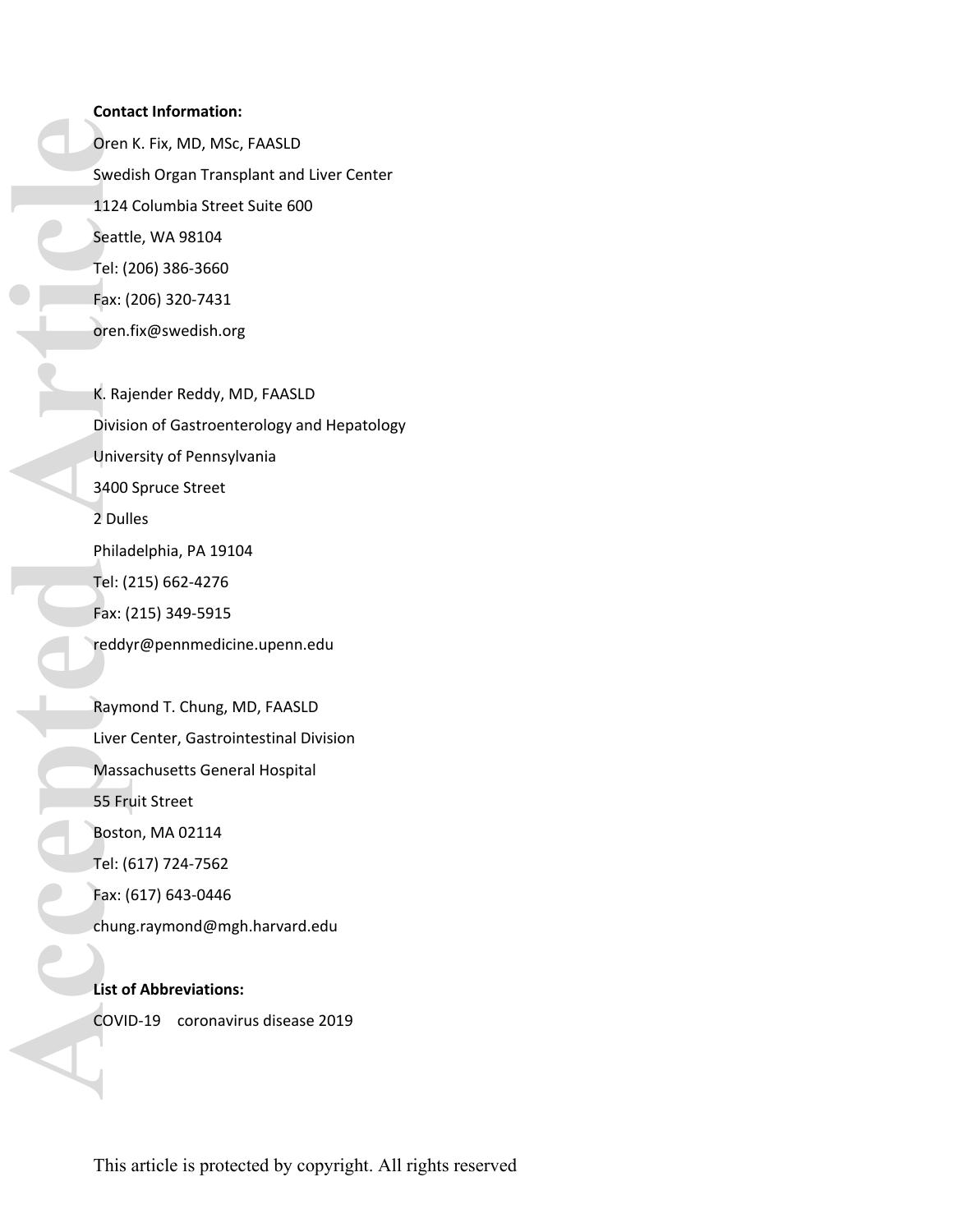**Contact Information:**

Oren K. Fix, MD, MSc, FAASLD

Swedish Organ Transplant and Liver Center

1124 Columbia Street Suite 600

Seattle, WA 98104

Tel: (206) 386-3660

Fax: (206) 320-7431

oren.fix@swedish.org

K. Rajender Reddy, MD, FAASLD

Division of Gastroenterology and Hepatology

University of Pennsylvania

3400 Spruce Street

2 Dulles

Philadelphia, PA 19104

Tel: (215) 662-4276

Fax: (215) 349-5915

reddyr@pennmedicine.upenn.edu

Raymond T. Chung, MD, FAASLD

Liver Center, Gastrointestinal Division

Massachusetts General Hospital

55 Fruit Street

Boston, MA 02114

Tel: (617) 724-7562

Fax: (617) 643-0446

chung.raymond@mgh.harvard.edu

**List of Abbreviations:**

COVID-19 coronavirus disease 2019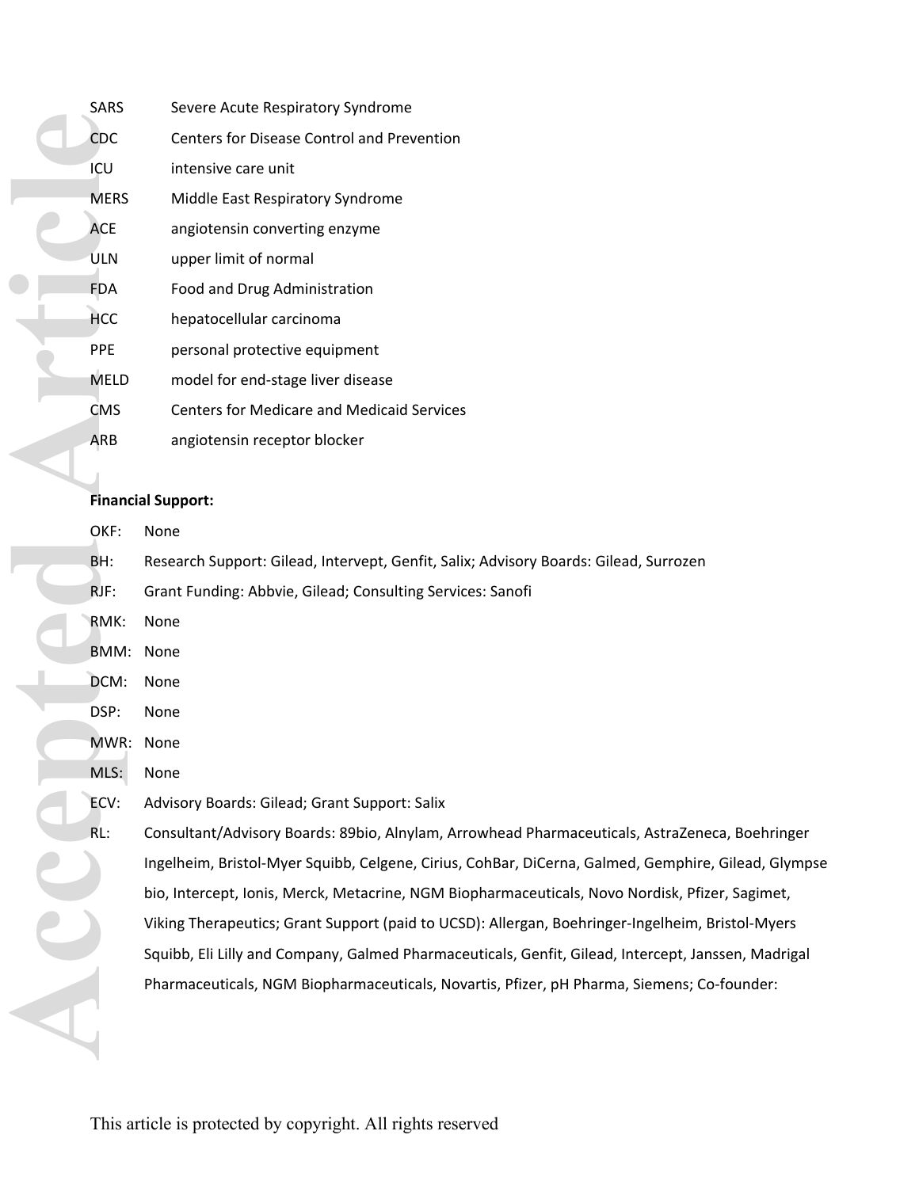| | |
|---|---|
| SARS | Severe Acute Respiratory Syndrome |
| CDC | Centers for Disease Control and Prevention |
| ICU | intensive care unit |
| MERS | Middle East Respiratory Syndrome |
| ACE | angiotensin converting enzyme |
| ULN | upper limit of normal |
| FDA | Food and Drug Administration |
| HCC | hepatocellular carcinoma |
| PPE | personal protective equipment |
| MELD | model for end-stage liver disease |
| CMS | Centers for Medicare and Medicaid Services |
| ARB | angiotensin receptor blocker |

**Financial Support:**

OKF: None

BH: Research Support: Gilead, Intervept, Genfit, Salix; Advisory Boards: Gilead, Surrozen

RJF: Grant Funding: Abbvie, Gilead; Consulting Services: Sanofi

RMK: None

BMM: None

DCM: None

DSP: None

MWR: None

MLS: None

ECV: Advisory Boards: Gilead; Grant Support: Salix

RL: Consultant/Advisory Boards: 89bio, Alnylam, Arrowhead Pharmaceuticals, AstraZeneca, Boehringer Ingelheim, Bristol-Myer Squibb, Celgene, Cirius, CohBar, DiCerna, Galmed, Gemphire, Gilead, Glympse bio, Intercept, Ionis, Merck, Metacrine, NGM Biopharmaceuticals, Novo Nordisk, Pfizer, Sagimet, Viking Therapeutics; Grant Support (paid to UCSD): Allergan, Boehringer-Ingelheim, Bristol-Myers Squibb, Eli Lilly and Company, Galmed Pharmaceuticals, Genfit, Gilead, Intercept, Janssen, Madrigal Pharmaceuticals, NGM Biopharmaceuticals, Novartis, Pfizer, pH Pharma, Siemens; Co-founder: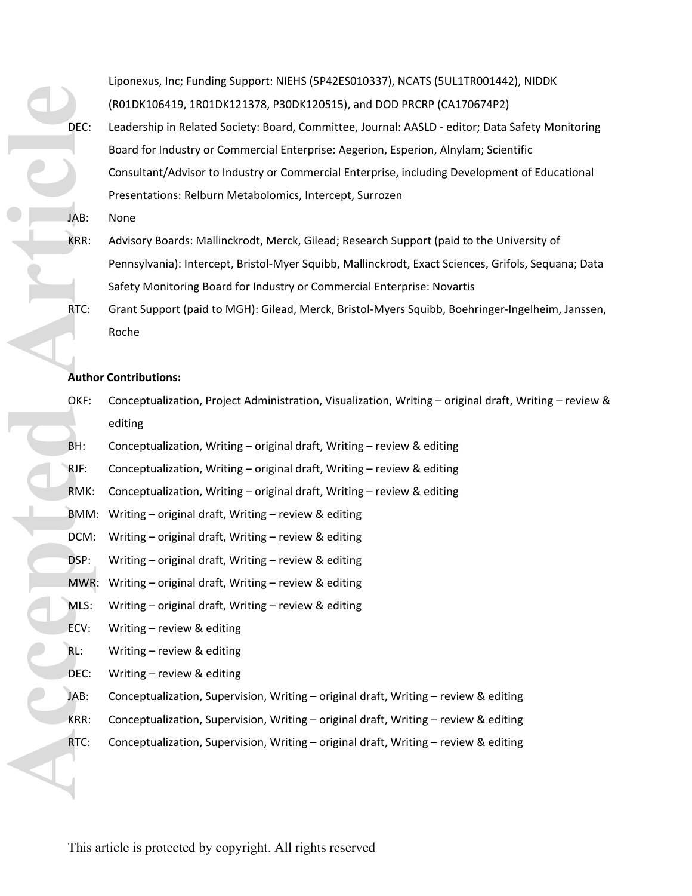Liponexus, Inc; Funding Support: NIEHS (5P42ES010337), NCATS (5UL1TR001442), NIDDK (R01DK106419, 1R01DK121378, P30DK120515), and DOD PRCRP (CA170674P2)

DEC: Leadership in Related Society: Board, Committee, Journal: AASLD - editor; Data Safety Monitoring Board for Industry or Commercial Enterprise: Aegerion, Esperion, Alnylam; Scientific Consultant/Advisor to Industry or Commercial Enterprise, including Development of Educational Presentations: Relburn Metabolomics, Intercept, Surrozen

JAB: None

KRR: Advisory Boards: Mallinckrodt, Merck, Gilead; Research Support (paid to the University of Pennsylvania): Intercept, Bristol-Myer Squibb, Mallinckrodt, Exact Sciences, Grifols, Sequana; Data Safety Monitoring Board for Industry or Commercial Enterprise: Novartis

RTC: Grant Support (paid to MGH): Gilead, Merck, Bristol-Myers Squibb, Boehringer-Ingelheim, Janssen, Roche

**Author Contributions:**

OKF: Conceptualization, Project Administration, Visualization, Writing – original draft, Writing – review & editing

BH: Conceptualization, Writing – original draft, Writing – review & editing

RJF: Conceptualization, Writing – original draft, Writing – review & editing

RMK: Conceptualization, Writing – original draft, Writing – review & editing

BMM: Writing – original draft, Writing – review & editing

DCM: Writing – original draft, Writing – review & editing

DSP: Writing – original draft, Writing – review & editing

MWR: Writing – original draft, Writing – review & editing

MLS: Writing – original draft, Writing – review & editing

ECV: Writing – review & editing

RL: Writing – review & editing

DEC: Writing – review & editing

JAB: Conceptualization, Supervision, Writing – original draft, Writing – review & editing

KRR: Conceptualization, Supervision, Writing – original draft, Writing – review & editing

RTC: Conceptualization, Supervision, Writing – original draft, Writing – review & editing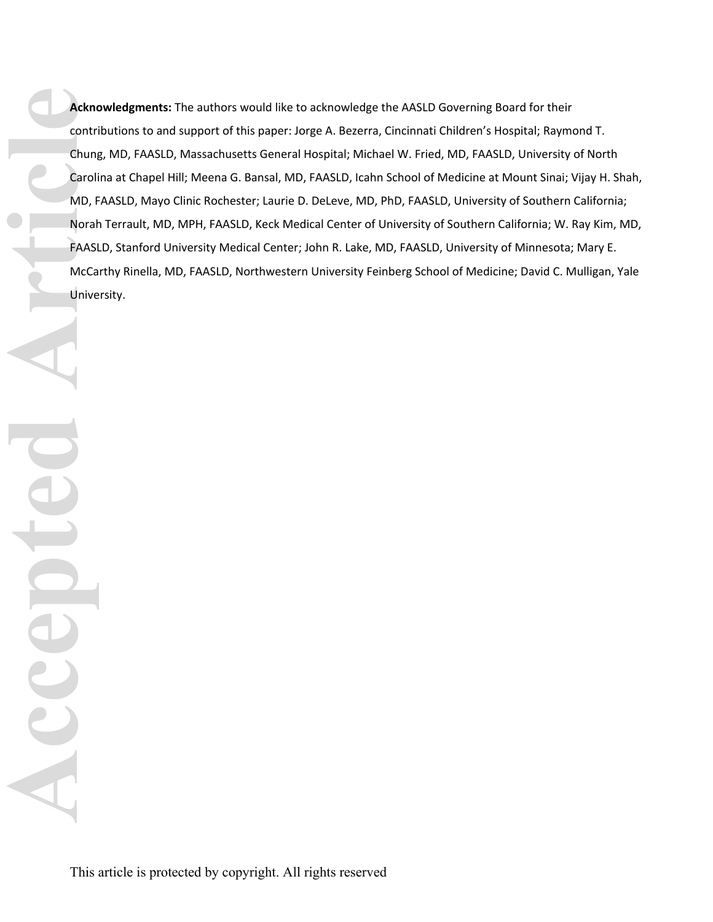**Acknowledgments:** The authors would like to acknowledge the AASLD Governing Board for their contributions to and support of this paper: Jorge A. Bezerra, Cincinnati Children's Hospital; Raymond T. Chung, MD, FAASLD, Massachusetts General Hospital; Michael W. Fried, MD, FAASLD, University of North Carolina at Chapel Hill; Meena G. Bansal, MD, FAASLD, Icahn School of Medicine at Mount Sinai; Vijay H. Shah, MD, FAASLD, Mayo Clinic Rochester; Laurie D. DeLeve, MD, PhD, FAASLD, University of Southern California; Norah Terrault, MD, MPH, FAASLD, Keck Medical Center of University of Southern California; W. Ray Kim, MD, FAASLD, Stanford University Medical Center; John R. Lake, MD, FAASLD, University of Minnesota; Mary E. McCarthy Rinella, MD, FAASLD, Northwestern University Feinberg School of Medicine; David C. Mulligan, Yale University.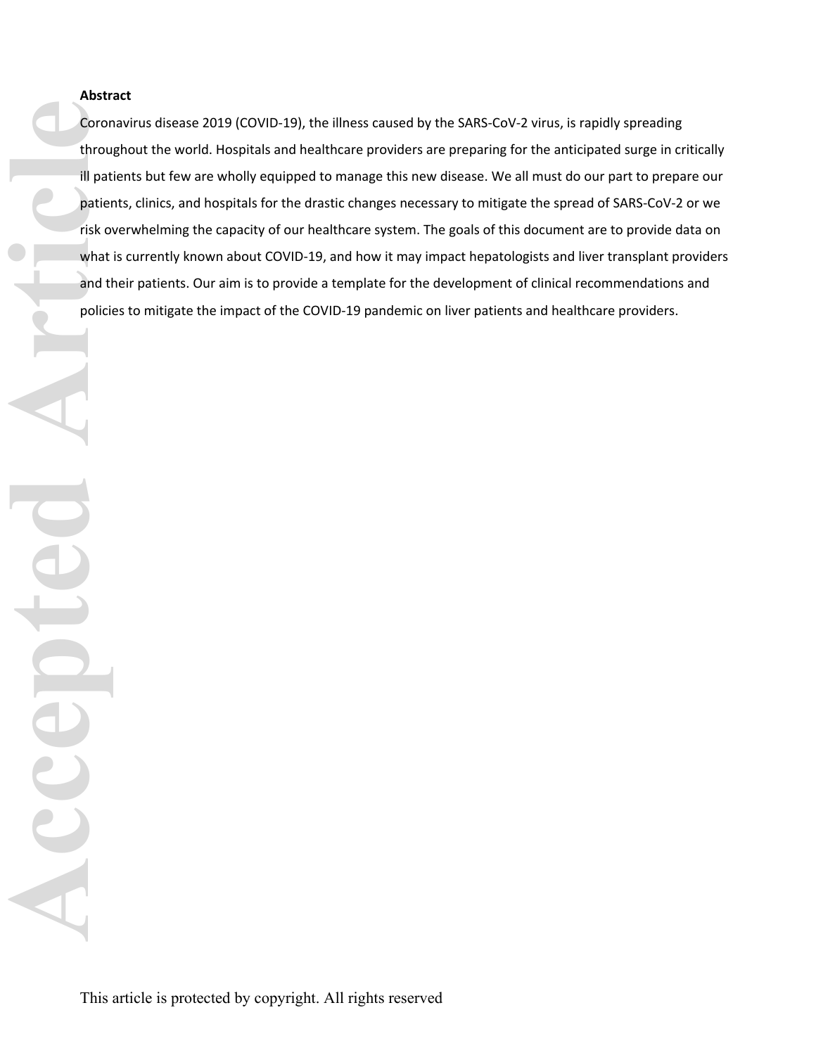**Abstract**

Coronavirus disease 2019 (COVID-19), the illness caused by the SARS-CoV-2 virus, is rapidly spreading throughout the world. Hospitals and healthcare providers are preparing for the anticipated surge in critically ill patients but few are wholly equipped to manage this new disease. We all must do our part to prepare our patients, clinics, and hospitals for the drastic changes necessary to mitigate the spread of SARS-CoV-2 or we risk overwhelming the capacity of our healthcare system. The goals of this document are to provide data on what is currently known about COVID-19, and how it may impact hepatologists and liver transplant providers and their patients. Our aim is to provide a template for the development of clinical recommendations and policies to mitigate the impact of the COVID-19 pandemic on liver patients and healthcare providers.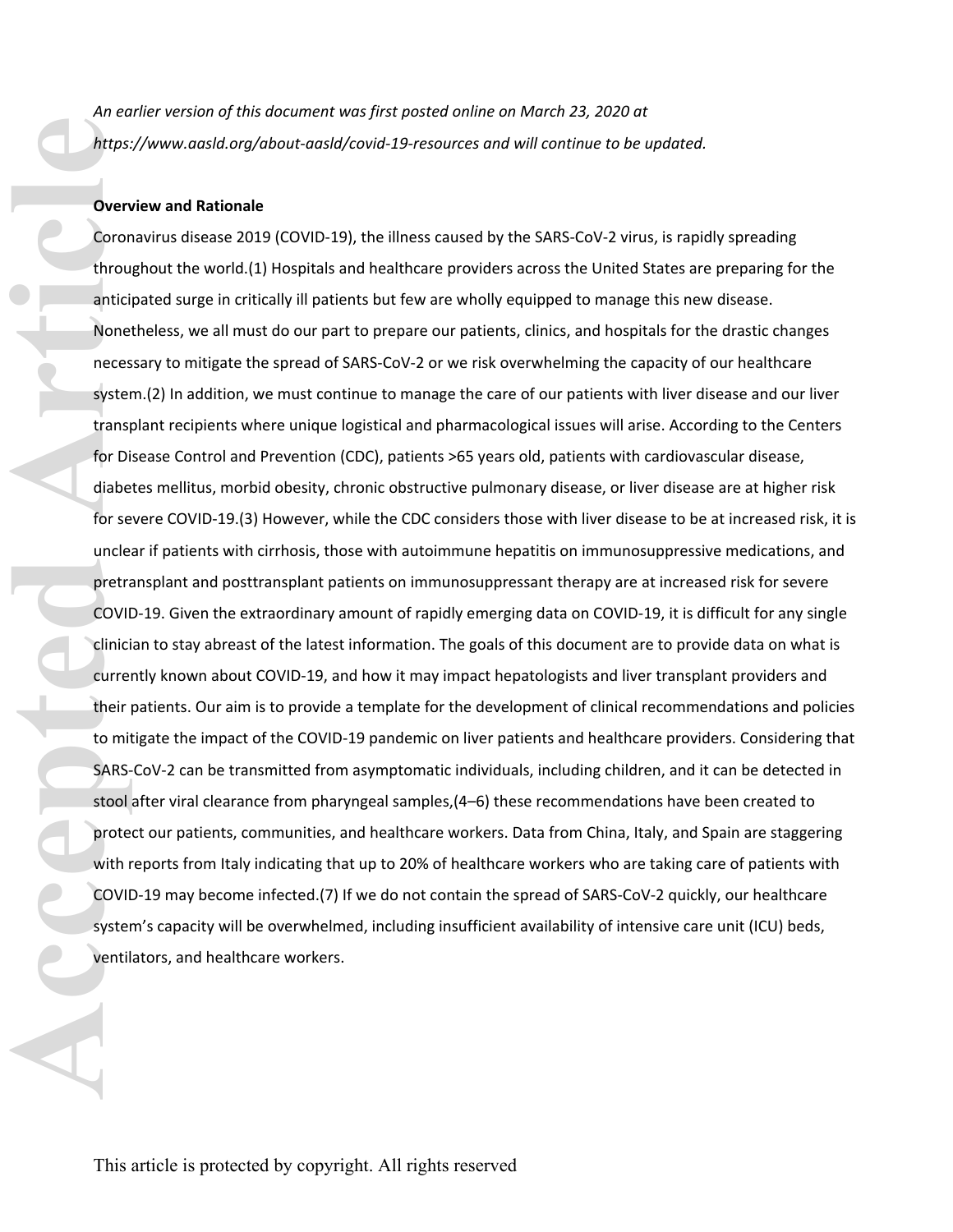*An earlier version of this document was first posted online on March 23, 2020 at https://www.aasld.org/about-aasld/covid-19-resources and will continue to be updated.*

**Overview and Rationale**

Coronavirus disease 2019 (COVID-19), the illness caused by the SARS-CoV-2 virus, is rapidly spreading throughout the world.(1) Hospitals and healthcare providers across the United States are preparing for the anticipated surge in critically ill patients but few are wholly equipped to manage this new disease. Nonetheless, we all must do our part to prepare our patients, clinics, and hospitals for the drastic changes necessary to mitigate the spread of SARS-CoV-2 or we risk overwhelming the capacity of our healthcare system.(2) In addition, we must continue to manage the care of our patients with liver disease and our liver transplant recipients where unique logistical and pharmacological issues will arise. According to the Centers for Disease Control and Prevention (CDC), patients >65 years old, patients with cardiovascular disease, diabetes mellitus, morbid obesity, chronic obstructive pulmonary disease, or liver disease are at higher risk for severe COVID-19.(3) However, while the CDC considers those with liver disease to be at increased risk, it is unclear if patients with cirrhosis, those with autoimmune hepatitis on immunosuppressive medications, and pretransplant and posttransplant patients on immunosuppressant therapy are at increased risk for severe COVID-19. Given the extraordinary amount of rapidly emerging data on COVID-19, it is difficult for any single clinician to stay abreast of the latest information. The goals of this document are to provide data on what is currently known about COVID-19, and how it may impact hepatologists and liver transplant providers and their patients. Our aim is to provide a template for the development of clinical recommendations and policies to mitigate the impact of the COVID-19 pandemic on liver patients and healthcare providers. Considering that SARS-CoV-2 can be transmitted from asymptomatic individuals, including children, and it can be detected in stool after viral clearance from pharyngeal samples,(4–6) these recommendations have been created to protect our patients, communities, and healthcare workers. Data from China, Italy, and Spain are staggering with reports from Italy indicating that up to 20% of healthcare workers who are taking care of patients with COVID-19 may become infected.(7) If we do not contain the spread of SARS-CoV-2 quickly, our healthcare system's capacity will be overwhelmed, including insufficient availability of intensive care unit (ICU) beds, ventilators, and healthcare workers.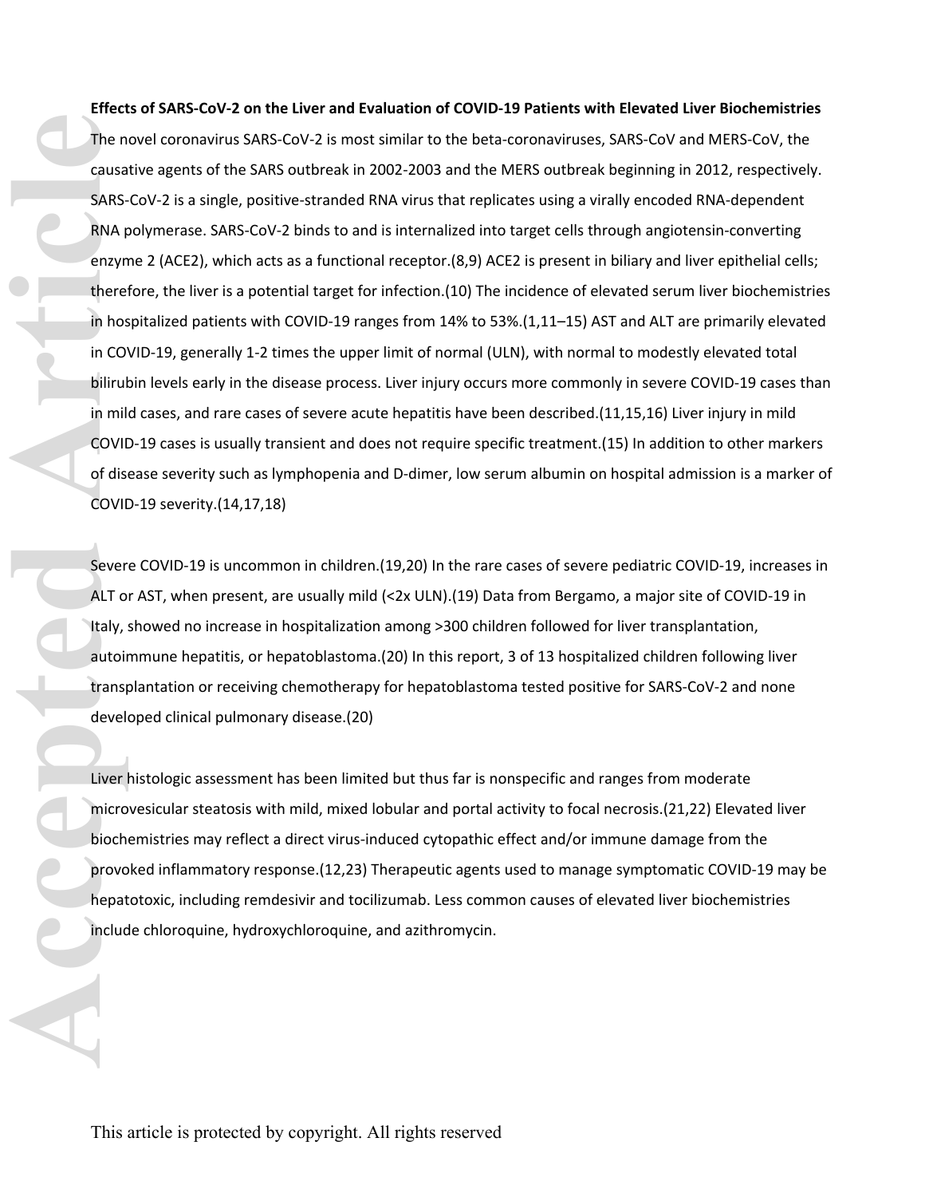**Effects of SARS-CoV-2 on the Liver and Evaluation of COVID-19 Patients with Elevated Liver Biochemistries**

The novel coronavirus SARS-CoV-2 is most similar to the beta-coronaviruses, SARS-CoV and MERS-CoV, the causative agents of the SARS outbreak in 2002-2003 and the MERS outbreak beginning in 2012, respectively. SARS-CoV-2 is a single, positive-stranded RNA virus that replicates using a virally encoded RNA-dependent RNA polymerase. SARS-CoV-2 binds to and is internalized into target cells through angiotensin-converting enzyme 2 (ACE2), which acts as a functional receptor.(8,9) ACE2 is present in biliary and liver epithelial cells; therefore, the liver is a potential target for infection.(10) The incidence of elevated serum liver biochemistries in hospitalized patients with COVID-19 ranges from 14% to 53%.(1,11–15) AST and ALT are primarily elevated in COVID-19, generally 1-2 times the upper limit of normal (ULN), with normal to modestly elevated total bilirubin levels early in the disease process. Liver injury occurs more commonly in severe COVID-19 cases than in mild cases, and rare cases of severe acute hepatitis have been described.(11,15,16) Liver injury in mild COVID-19 cases is usually transient and does not require specific treatment.(15) In addition to other markers of disease severity such as lymphopenia and D-dimer, low serum albumin on hospital admission is a marker of COVID-19 severity.(14,17,18)

Severe COVID-19 is uncommon in children.(19,20) In the rare cases of severe pediatric COVID-19, increases in ALT or AST, when present, are usually mild (<2x ULN).(19) Data from Bergamo, a major site of COVID-19 in Italy, showed no increase in hospitalization among >300 children followed for liver transplantation, autoimmune hepatitis, or hepatoblastoma.(20) In this report, 3 of 13 hospitalized children following liver transplantation or receiving chemotherapy for hepatoblastoma tested positive for SARS-CoV-2 and none developed clinical pulmonary disease.(20)

Liver histologic assessment has been limited but thus far is nonspecific and ranges from moderate microvesicular steatosis with mild, mixed lobular and portal activity to focal necrosis.(21,22) Elevated liver biochemistries may reflect a direct virus-induced cytopathic effect and/or immune damage from the provoked inflammatory response.(12,23) Therapeutic agents used to manage symptomatic COVID-19 may be hepatotoxic, including remdesivir and tocilizumab. Less common causes of elevated liver biochemistries include chloroquine, hydroxychloroquine, and azithromycin.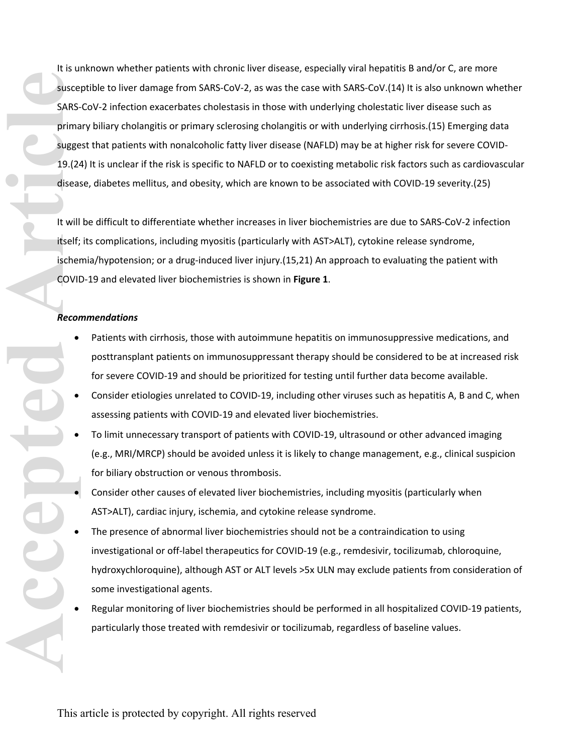It is unknown whether patients with chronic liver disease, especially viral hepatitis B and/or C, are more susceptible to liver damage from SARS-CoV-2, as was the case with SARS-CoV.(14) It is also unknown whether SARS-CoV-2 infection exacerbates cholestasis in those with underlying cholestatic liver disease such as primary biliary cholangitis or primary sclerosing cholangitis or with underlying cirrhosis.(15) Emerging data suggest that patients with nonalcoholic fatty liver disease (NAFLD) may be at higher risk for severe COVID-19.(24) It is unclear if the risk is specific to NAFLD or to coexisting metabolic risk factors such as cardiovascular disease, diabetes mellitus, and obesity, which are known to be associated with COVID-19 severity.(25)

It will be difficult to differentiate whether increases in liver biochemistries are due to SARS-CoV-2 infection itself; its complications, including myositis (particularly with AST>ALT), cytokine release syndrome, ischemia/hypotension; or a drug-induced liver injury.(15,21) An approach to evaluating the patient with COVID-19 and elevated liver biochemistries is shown in **Figure 1**.

***Recommendations***

- Patients with cirrhosis, those with autoimmune hepatitis on immunosuppressive medications, and posttransplant patients on immunosuppressant therapy should be considered to be at increased risk for severe COVID-19 and should be prioritized for testing until further data become available.
- Consider etiologies unrelated to COVID-19, including other viruses such as hepatitis A, B and C, when assessing patients with COVID-19 and elevated liver biochemistries.
- To limit unnecessary transport of patients with COVID-19, ultrasound or other advanced imaging (e.g., MRI/MRCP) should be avoided unless it is likely to change management, e.g., clinical suspicion for biliary obstruction or venous thrombosis.
- Consider other causes of elevated liver biochemistries, including myositis (particularly when AST>ALT), cardiac injury, ischemia, and cytokine release syndrome.
- The presence of abnormal liver biochemistries should not be a contraindication to using investigational or off-label therapeutics for COVID-19 (e.g., remdesivir, tocilizumab, chloroquine, hydroxychloroquine), although AST or ALT levels >5x ULN may exclude patients from consideration of some investigational agents.
- Regular monitoring of liver biochemistries should be performed in all hospitalized COVID-19 patients, particularly those treated with remdesivir or tocilizumab, regardless of baseline values.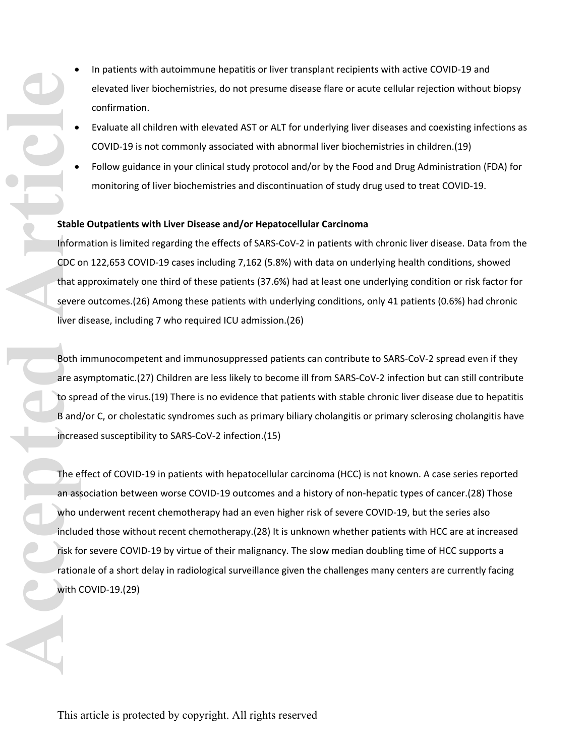- In patients with autoimmune hepatitis or liver transplant recipients with active COVID-19 and elevated liver biochemistries, do not presume disease flare or acute cellular rejection without biopsy confirmation.
- Evaluate all children with elevated AST or ALT for underlying liver diseases and coexisting infections as COVID-19 is not commonly associated with abnormal liver biochemistries in children.(19)
- Follow guidance in your clinical study protocol and/or by the Food and Drug Administration (FDA) for monitoring of liver biochemistries and discontinuation of study drug used to treat COVID-19.

**Stable Outpatients with Liver Disease and/or Hepatocellular Carcinoma**

Information is limited regarding the effects of SARS-CoV-2 in patients with chronic liver disease. Data from the CDC on 122,653 COVID-19 cases including 7,162 (5.8%) with data on underlying health conditions, showed that approximately one third of these patients (37.6%) had at least one underlying condition or risk factor for severe outcomes.(26) Among these patients with underlying conditions, only 41 patients (0.6%) had chronic liver disease, including 7 who required ICU admission.(26)

Both immunocompetent and immunosuppressed patients can contribute to SARS-CoV-2 spread even if they are asymptomatic.(27) Children are less likely to become ill from SARS-CoV-2 infection but can still contribute to spread of the virus.(19) There is no evidence that patients with stable chronic liver disease due to hepatitis B and/or C, or cholestatic syndromes such as primary biliary cholangitis or primary sclerosing cholangitis have increased susceptibility to SARS-CoV-2 infection.(15)

The effect of COVID-19 in patients with hepatocellular carcinoma (HCC) is not known. A case series reported an association between worse COVID-19 outcomes and a history of non-hepatic types of cancer.(28) Those who underwent recent chemotherapy had an even higher risk of severe COVID-19, but the series also included those without recent chemotherapy.(28) It is unknown whether patients with HCC are at increased risk for severe COVID-19 by virtue of their malignancy. The slow median doubling time of HCC supports a rationale of a short delay in radiological surveillance given the challenges many centers are currently facing with COVID-19.(29)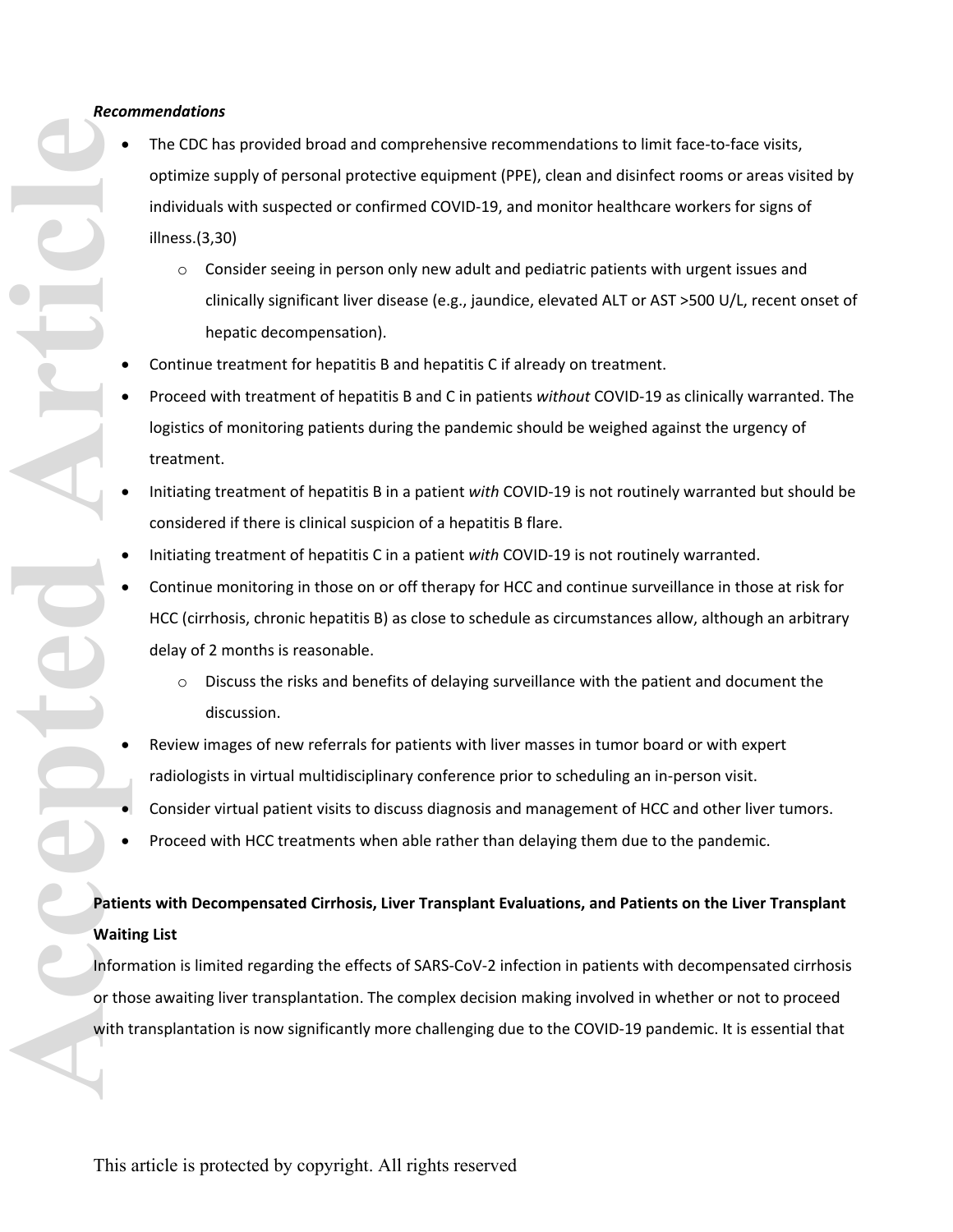***Recommendations***

- The CDC has provided broad and comprehensive recommendations to limit face-to-face visits, optimize supply of personal protective equipment (PPE), clean and disinfect rooms or areas visited by individuals with suspected or confirmed COVID-19, and monitor healthcare workers for signs of illness.(3,30)
    - Consider seeing in person only new adult and pediatric patients with urgent issues and clinically significant liver disease (e.g., jaundice, elevated ALT or AST >500 U/L, recent onset of hepatic decompensation).
- Continue treatment for hepatitis B and hepatitis C if already on treatment.
- Proceed with treatment of hepatitis B and C in patients *without* COVID-19 as clinically warranted. The logistics of monitoring patients during the pandemic should be weighed against the urgency of treatment.
- Initiating treatment of hepatitis B in a patient *with* COVID-19 is not routinely warranted but should be considered if there is clinical suspicion of a hepatitis B flare.
- Initiating treatment of hepatitis C in a patient *with* COVID-19 is not routinely warranted.
- Continue monitoring in those on or off therapy for HCC and continue surveillance in those at risk for HCC (cirrhosis, chronic hepatitis B) as close to schedule as circumstances allow, although an arbitrary delay of 2 months is reasonable.
    - Discuss the risks and benefits of delaying surveillance with the patient and document the discussion.
- Review images of new referrals for patients with liver masses in tumor board or with expert radiologists in virtual multidisciplinary conference prior to scheduling an in-person visit.
- Consider virtual patient visits to discuss diagnosis and management of HCC and other liver tumors.
- Proceed with HCC treatments when able rather than delaying them due to the pandemic.

**Patients with Decompensated Cirrhosis, Liver Transplant Evaluations, and Patients on the Liver Transplant Waiting List**

Information is limited regarding the effects of SARS-CoV-2 infection in patients with decompensated cirrhosis or those awaiting liver transplantation. The complex decision making involved in whether or not to proceed with transplantation is now significantly more challenging due to the COVID-19 pandemic. It is essential that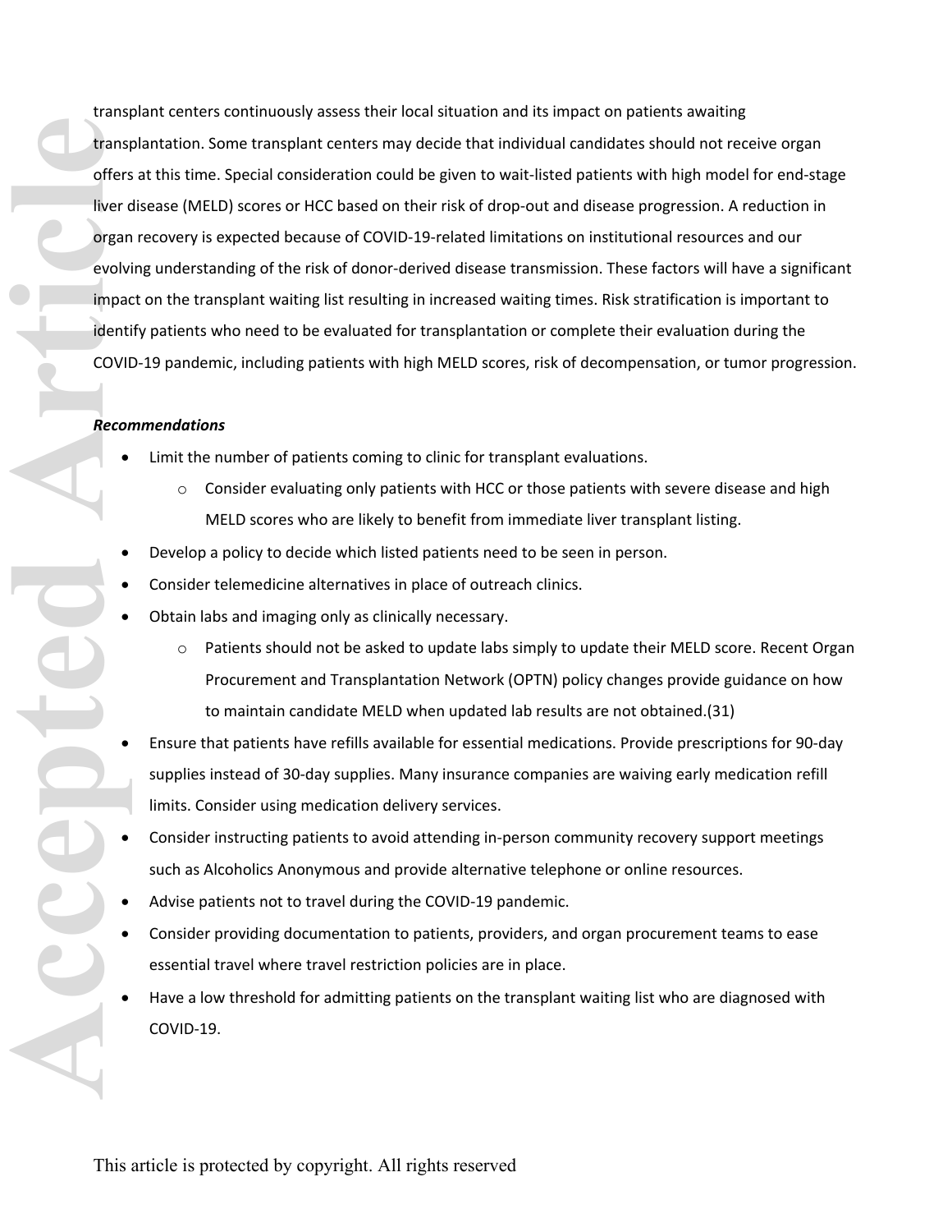transplant centers continuously assess their local situation and its impact on patients awaiting transplantation. Some transplant centers may decide that individual candidates should not receive organ offers at this time. Special consideration could be given to wait-listed patients with high model for end-stage liver disease (MELD) scores or HCC based on their risk of drop-out and disease progression. A reduction in organ recovery is expected because of COVID-19-related limitations on institutional resources and our evolving understanding of the risk of donor-derived disease transmission. These factors will have a significant impact on the transplant waiting list resulting in increased waiting times. Risk stratification is important to identify patients who need to be evaluated for transplantation or complete their evaluation during the COVID-19 pandemic, including patients with high MELD scores, risk of decompensation, or tumor progression.

***Recommendations***

- Limit the number of patients coming to clinic for transplant evaluations.
    - Consider evaluating only patients with HCC or those patients with severe disease and high MELD scores who are likely to benefit from immediate liver transplant listing.
- Develop a policy to decide which listed patients need to be seen in person.
- Consider telemedicine alternatives in place of outreach clinics.
- Obtain labs and imaging only as clinically necessary.
    - Patients should not be asked to update labs simply to update their MELD score. Recent Organ Procurement and Transplantation Network (OPTN) policy changes provide guidance on how to maintain candidate MELD when updated lab results are not obtained.(31)
- Ensure that patients have refills available for essential medications. Provide prescriptions for 90-day supplies instead of 30-day supplies. Many insurance companies are waiving early medication refill limits. Consider using medication delivery services.
- Consider instructing patients to avoid attending in-person community recovery support meetings such as Alcoholics Anonymous and provide alternative telephone or online resources.
- Advise patients not to travel during the COVID-19 pandemic.
- Consider providing documentation to patients, providers, and organ procurement teams to ease essential travel where travel restriction policies are in place.
- Have a low threshold for admitting patients on the transplant waiting list who are diagnosed with COVID-19.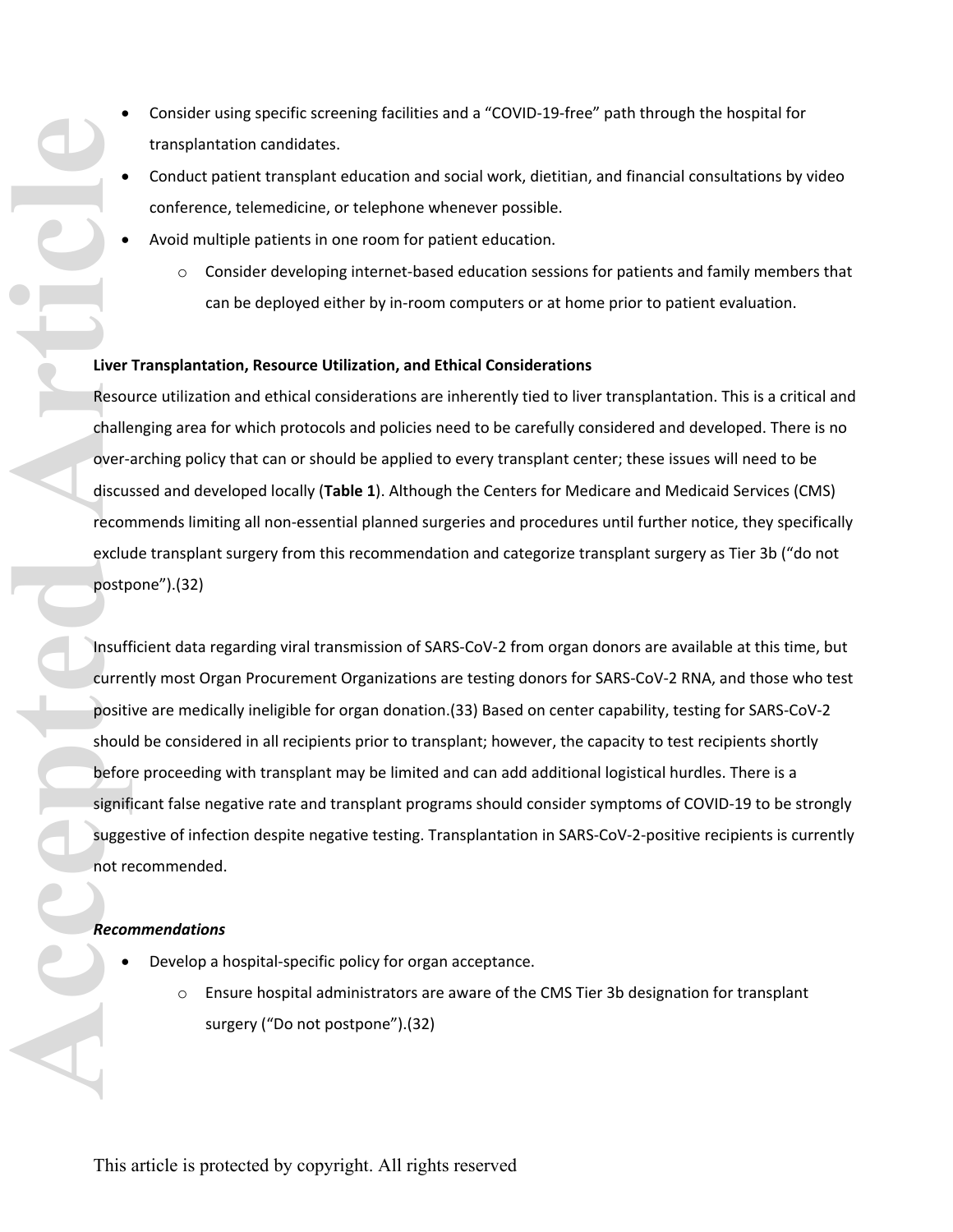- Consider using specific screening facilities and a "COVID-19-free" path through the hospital for transplantation candidates.
- Conduct patient transplant education and social work, dietitian, and financial consultations by video conference, telemedicine, or telephone whenever possible.
- Avoid multiple patients in one room for patient education.
  - Consider developing internet-based education sessions for patients and family members that can be deployed either by in-room computers or at home prior to patient evaluation.

**Liver Transplantation, Resource Utilization, and Ethical Considerations**

Resource utilization and ethical considerations are inherently tied to liver transplantation. This is a critical and challenging area for which protocols and policies need to be carefully considered and developed. There is no over-arching policy that can or should be applied to every transplant center; these issues will need to be discussed and developed locally (**Table 1**). Although the Centers for Medicare and Medicaid Services (CMS) recommends limiting all non-essential planned surgeries and procedures until further notice, they specifically exclude transplant surgery from this recommendation and categorize transplant surgery as Tier 3b ("do not postpone").(32)

Insufficient data regarding viral transmission of SARS-CoV-2 from organ donors are available at this time, but currently most Organ Procurement Organizations are testing donors for SARS-CoV-2 RNA, and those who test positive are medically ineligible for organ donation.(33) Based on center capability, testing for SARS-CoV-2 should be considered in all recipients prior to transplant; however, the capacity to test recipients shortly before proceeding with transplant may be limited and can add additional logistical hurdles. There is a significant false negative rate and transplant programs should consider symptoms of COVID-19 to be strongly suggestive of infection despite negative testing. Transplantation in SARS-CoV-2-positive recipients is currently not recommended.

***Recommendations***

- Develop a hospital-specific policy for organ acceptance.
  - Ensure hospital administrators are aware of the CMS Tier 3b designation for transplant surgery ("Do not postpone").(32)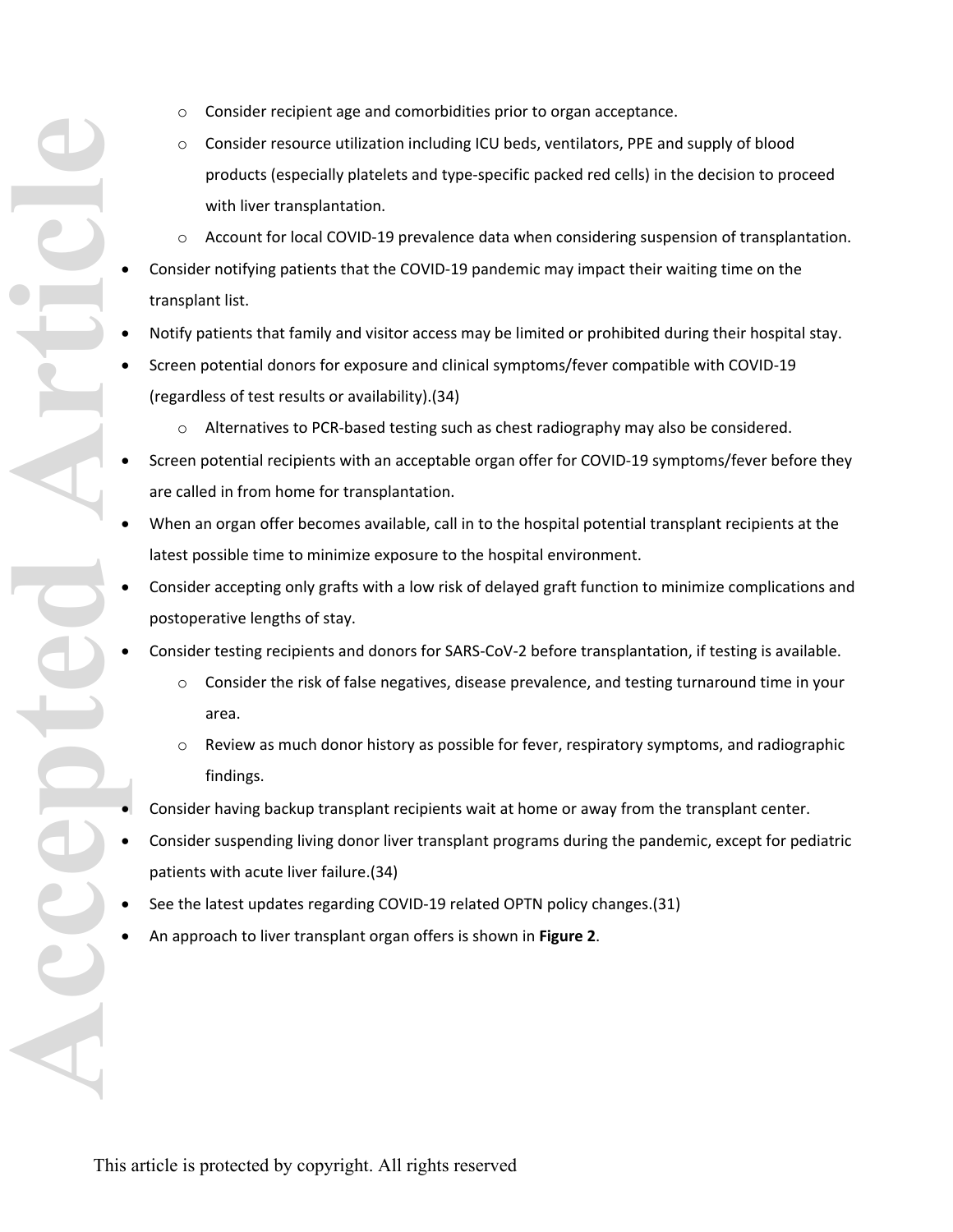- Consider recipient age and comorbidities prior to organ acceptance.
  - Consider resource utilization including ICU beds, ventilators, PPE and supply of blood products (especially platelets and type-specific packed red cells) in the decision to proceed with liver transplantation.
  - Account for local COVID-19 prevalence data when considering suspension of transplantation.
- Consider notifying patients that the COVID-19 pandemic may impact their waiting time on the transplant list.
- Notify patients that family and visitor access may be limited or prohibited during their hospital stay.
- Screen potential donors for exposure and clinical symptoms/fever compatible with COVID-19 (regardless of test results or availability).(34)
  - Alternatives to PCR-based testing such as chest radiography may also be considered.
- Screen potential recipients with an acceptable organ offer for COVID-19 symptoms/fever before they are called in from home for transplantation.
- When an organ offer becomes available, call in to the hospital potential transplant recipients at the latest possible time to minimize exposure to the hospital environment.
- Consider accepting only grafts with a low risk of delayed graft function to minimize complications and postoperative lengths of stay.
- Consider testing recipients and donors for SARS-CoV-2 before transplantation, if testing is available.
  - Consider the risk of false negatives, disease prevalence, and testing turnaround time in your area.
  - Review as much donor history as possible for fever, respiratory symptoms, and radiographic findings.
- Consider having backup transplant recipients wait at home or away from the transplant center.
- Consider suspending living donor liver transplant programs during the pandemic, except for pediatric patients with acute liver failure.(34)
- See the latest updates regarding COVID-19 related OPTN policy changes.(31)
- An approach to liver transplant organ offers is shown in **Figure 2**.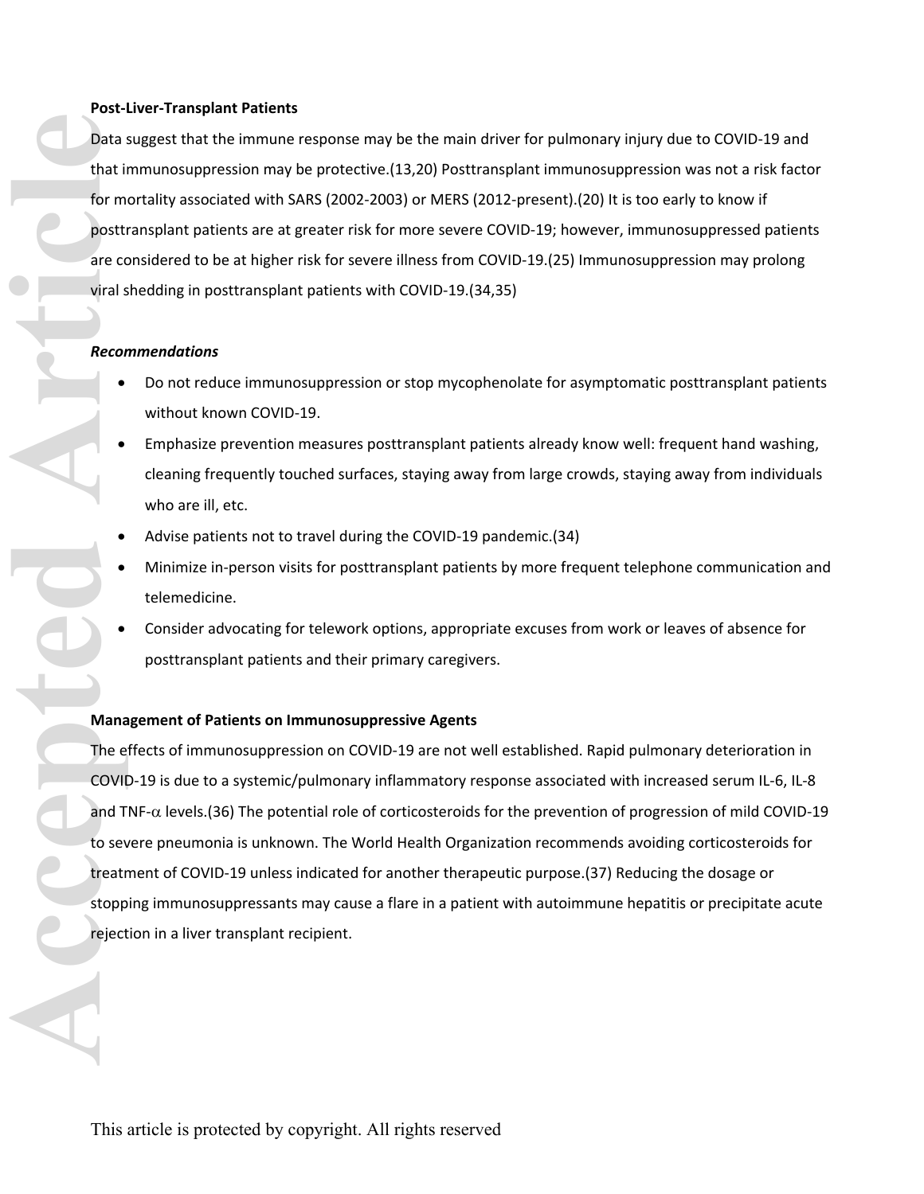**Post-Liver-Transplant Patients**

Data suggest that the immune response may be the main driver for pulmonary injury due to COVID-19 and that immunosuppression may be protective.(13,20) Posttransplant immunosuppression was not a risk factor for mortality associated with SARS (2002-2003) or MERS (2012-present).(20) It is too early to know if posttransplant patients are at greater risk for more severe COVID-19; however, immunosuppressed patients are considered to be at higher risk for severe illness from COVID-19.(25) Immunosuppression may prolong viral shedding in posttransplant patients with COVID-19.(34,35)

***Recommendations***

- Do not reduce immunosuppression or stop mycophenolate for asymptomatic posttransplant patients without known COVID-19.
- Emphasize prevention measures posttransplant patients already know well: frequent hand washing, cleaning frequently touched surfaces, staying away from large crowds, staying away from individuals who are ill, etc.
- Advise patients not to travel during the COVID-19 pandemic.(34)
- Minimize in-person visits for posttransplant patients by more frequent telephone communication and telemedicine.
- Consider advocating for telework options, appropriate excuses from work or leaves of absence for posttransplant patients and their primary caregivers.

**Management of Patients on Immunosuppressive Agents**

The effects of immunosuppression on COVID-19 are not well established. Rapid pulmonary deterioration in COVID-19 is due to a systemic/pulmonary inflammatory response associated with increased serum IL-6, IL-8 and TNF-$\alpha$ levels.(36) The potential role of corticosteroids for the prevention of progression of mild COVID-19 to severe pneumonia is unknown. The World Health Organization recommends avoiding corticosteroids for treatment of COVID-19 unless indicated for another therapeutic purpose.(37) Reducing the dosage or stopping immunosuppressants may cause a flare in a patient with autoimmune hepatitis or precipitate acute rejection in a liver transplant recipient.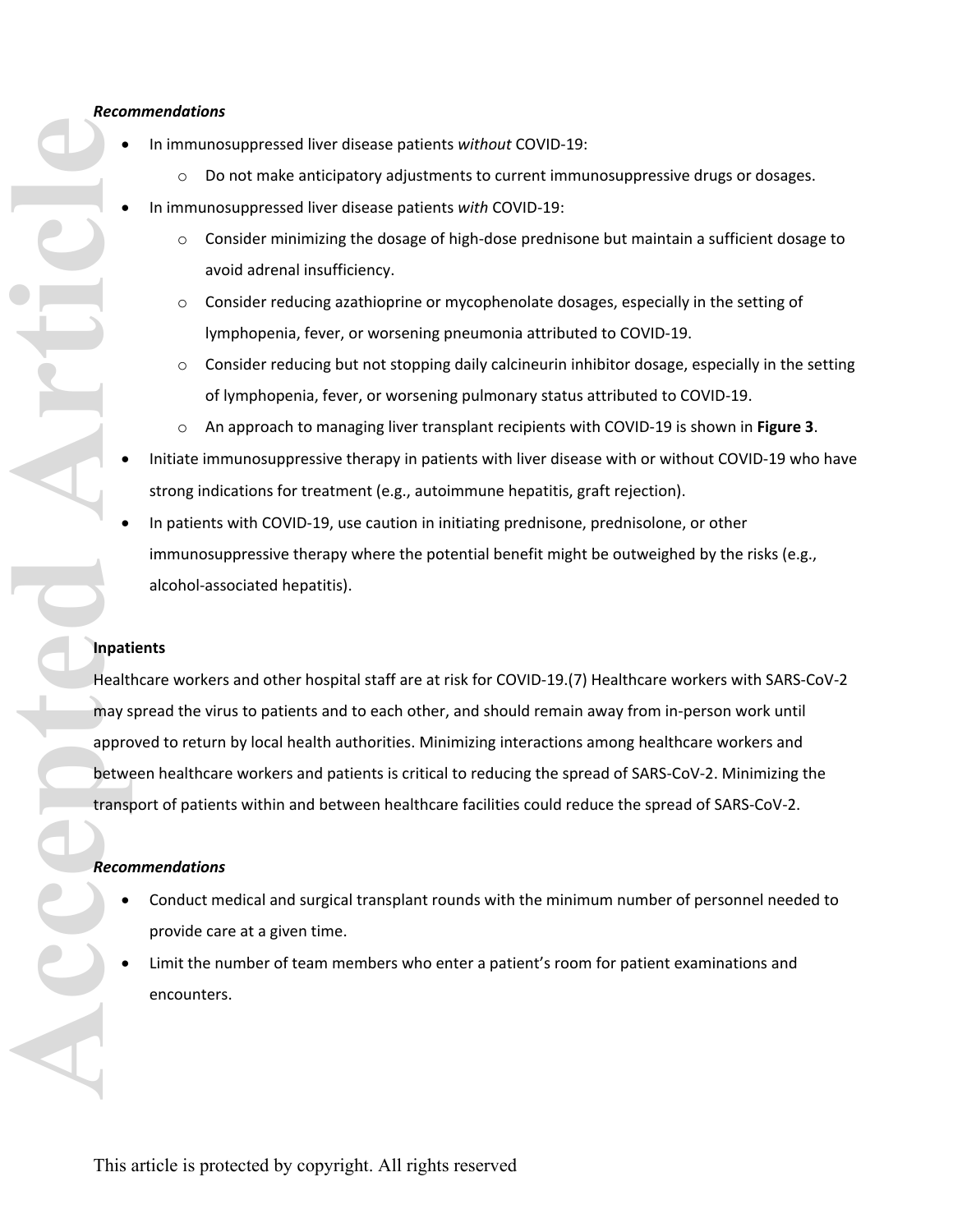***Recommendations***

- In immunosuppressed liver disease patients *without* COVID-19:
  - Do not make anticipatory adjustments to current immunosuppressive drugs or dosages.
- In immunosuppressed liver disease patients *with* COVID-19:
  - Consider minimizing the dosage of high-dose prednisone but maintain a sufficient dosage to avoid adrenal insufficiency.
  - Consider reducing azathioprine or mycophenolate dosages, especially in the setting of lymphopenia, fever, or worsening pneumonia attributed to COVID-19.
  - Consider reducing but not stopping daily calcineurin inhibitor dosage, especially in the setting of lymphopenia, fever, or worsening pulmonary status attributed to COVID-19.
  - An approach to managing liver transplant recipients with COVID-19 is shown in **Figure 3**.
- Initiate immunosuppressive therapy in patients with liver disease with or without COVID-19 who have strong indications for treatment (e.g., autoimmune hepatitis, graft rejection).
- In patients with COVID-19, use caution in initiating prednisone, prednisolone, or other immunosuppressive therapy where the potential benefit might be outweighed by the risks (e.g., alcohol-associated hepatitis).

**Inpatients**

Healthcare workers and other hospital staff are at risk for COVID-19.(7) Healthcare workers with SARS-CoV-2 may spread the virus to patients and to each other, and should remain away from in-person work until approved to return by local health authorities. Minimizing interactions among healthcare workers and between healthcare workers and patients is critical to reducing the spread of SARS-CoV-2. Minimizing the transport of patients within and between healthcare facilities could reduce the spread of SARS-CoV-2.

***Recommendations***

- Conduct medical and surgical transplant rounds with the minimum number of personnel needed to provide care at a given time.
- Limit the number of team members who enter a patient's room for patient examinations and encounters.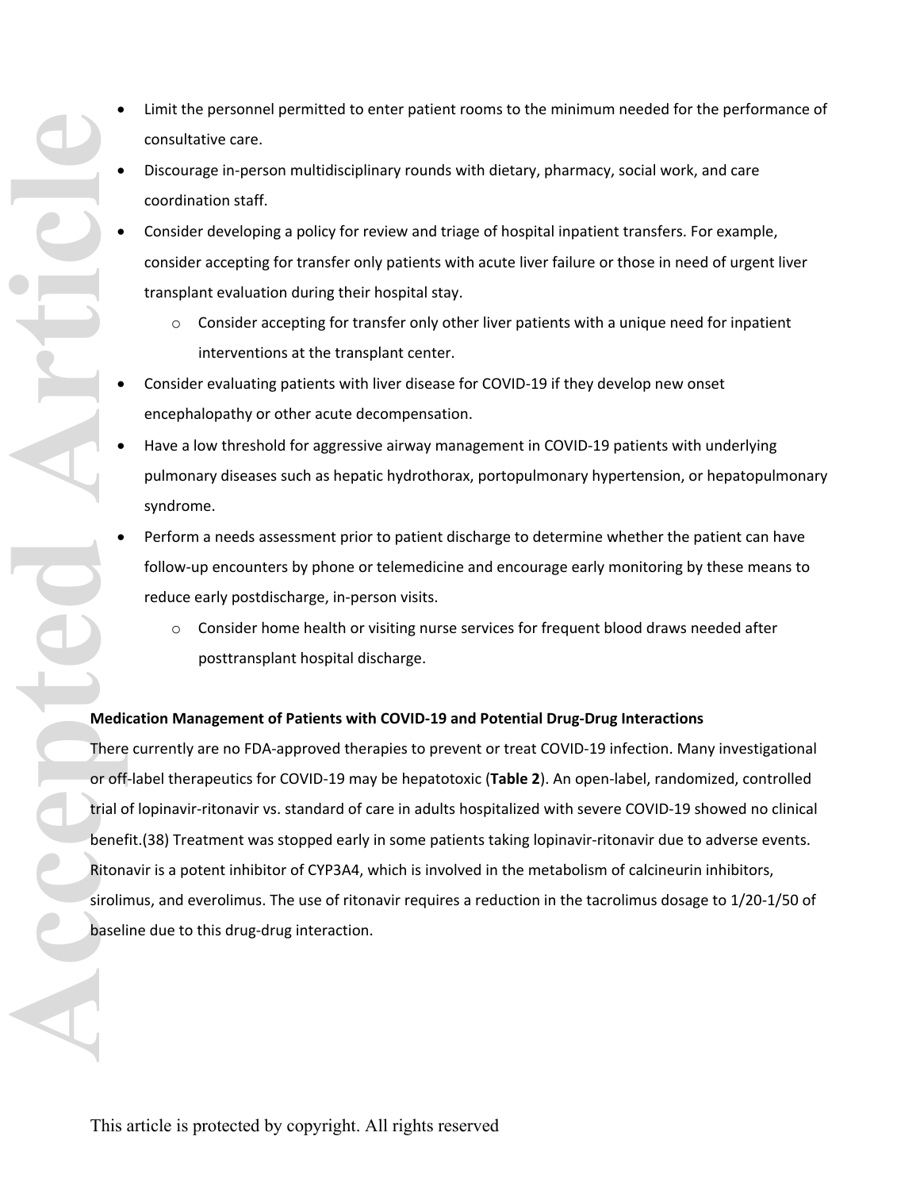- Limit the personnel permitted to enter patient rooms to the minimum needed for the performance of consultative care.
- Discourage in-person multidisciplinary rounds with dietary, pharmacy, social work, and care coordination staff.
- Consider developing a policy for review and triage of hospital inpatient transfers. For example, consider accepting for transfer only patients with acute liver failure or those in need of urgent liver transplant evaluation during their hospital stay.
    - Consider accepting for transfer only other liver patients with a unique need for inpatient interventions at the transplant center.
- Consider evaluating patients with liver disease for COVID-19 if they develop new onset encephalopathy or other acute decompensation.
- Have a low threshold for aggressive airway management in COVID-19 patients with underlying pulmonary diseases such as hepatic hydrothorax, portopulmonary hypertension, or hepatopulmonary syndrome.
- Perform a needs assessment prior to patient discharge to determine whether the patient can have follow-up encounters by phone or telemedicine and encourage early monitoring by these means to reduce early postdischarge, in-person visits.
    - Consider home health or visiting nurse services for frequent blood draws needed after posttransplant hospital discharge.

**Medication Management of Patients with COVID-19 and Potential Drug-Drug Interactions**

There currently are no FDA-approved therapies to prevent or treat COVID-19 infection. Many investigational or off-label therapeutics for COVID-19 may be hepatotoxic (**Table 2**). An open-label, randomized, controlled trial of lopinavir-ritonavir vs. standard of care in adults hospitalized with severe COVID-19 showed no clinical benefit.(38) Treatment was stopped early in some patients taking lopinavir-ritonavir due to adverse events. Ritonavir is a potent inhibitor of CYP3A4, which is involved in the metabolism of calcineurin inhibitors, sirolimus, and everolimus. The use of ritonavir requires a reduction in the tacrolimus dosage to 1/20-1/50 of baseline due to this drug-drug interaction.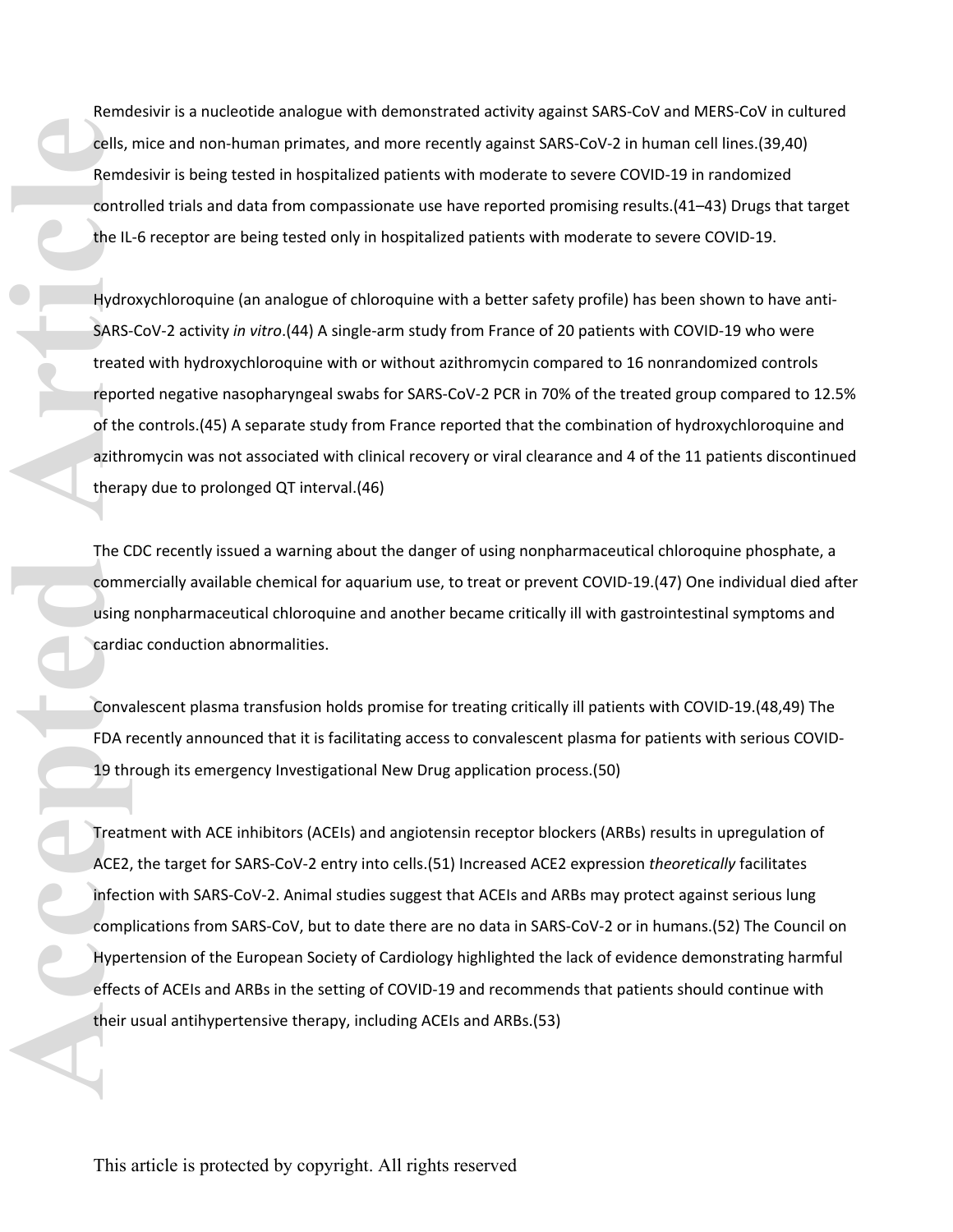Remdesivir is a nucleotide analogue with demonstrated activity against SARS-CoV and MERS-CoV in cultured cells, mice and non-human primates, and more recently against SARS-CoV-2 in human cell lines.(39,40) Remdesivir is being tested in hospitalized patients with moderate to severe COVID-19 in randomized controlled trials and data from compassionate use have reported promising results.(41–43) Drugs that target the IL-6 receptor are being tested only in hospitalized patients with moderate to severe COVID-19.

Hydroxychloroquine (an analogue of chloroquine with a better safety profile) has been shown to have anti-SARS-CoV-2 activity *in vitro*.(44) A single-arm study from France of 20 patients with COVID-19 who were treated with hydroxychloroquine with or without azithromycin compared to 16 nonrandomized controls reported negative nasopharyngeal swabs for SARS-CoV-2 PCR in 70% of the treated group compared to 12.5% of the controls.(45) A separate study from France reported that the combination of hydroxychloroquine and azithromycin was not associated with clinical recovery or viral clearance and 4 of the 11 patients discontinued therapy due to prolonged QT interval.(46)

The CDC recently issued a warning about the danger of using nonpharmaceutical chloroquine phosphate, a commercially available chemical for aquarium use, to treat or prevent COVID-19.(47) One individual died after using nonpharmaceutical chloroquine and another became critically ill with gastrointestinal symptoms and cardiac conduction abnormalities.

Convalescent plasma transfusion holds promise for treating critically ill patients with COVID-19.(48,49) The FDA recently announced that it is facilitating access to convalescent plasma for patients with serious COVID-19 through its emergency Investigational New Drug application process.(50)

Treatment with ACE inhibitors (ACEIs) and angiotensin receptor blockers (ARBs) results in upregulation of ACE2, the target for SARS-CoV-2 entry into cells.(51) Increased ACE2 expression *theoretically* facilitates infection with SARS-CoV-2. Animal studies suggest that ACEIs and ARBs may protect against serious lung complications from SARS-CoV, but to date there are no data in SARS-CoV-2 or in humans.(52) The Council on Hypertension of the European Society of Cardiology highlighted the lack of evidence demonstrating harmful effects of ACEIs and ARBs in the setting of COVID-19 and recommends that patients should continue with their usual antihypertensive therapy, including ACEIs and ARBs.(53)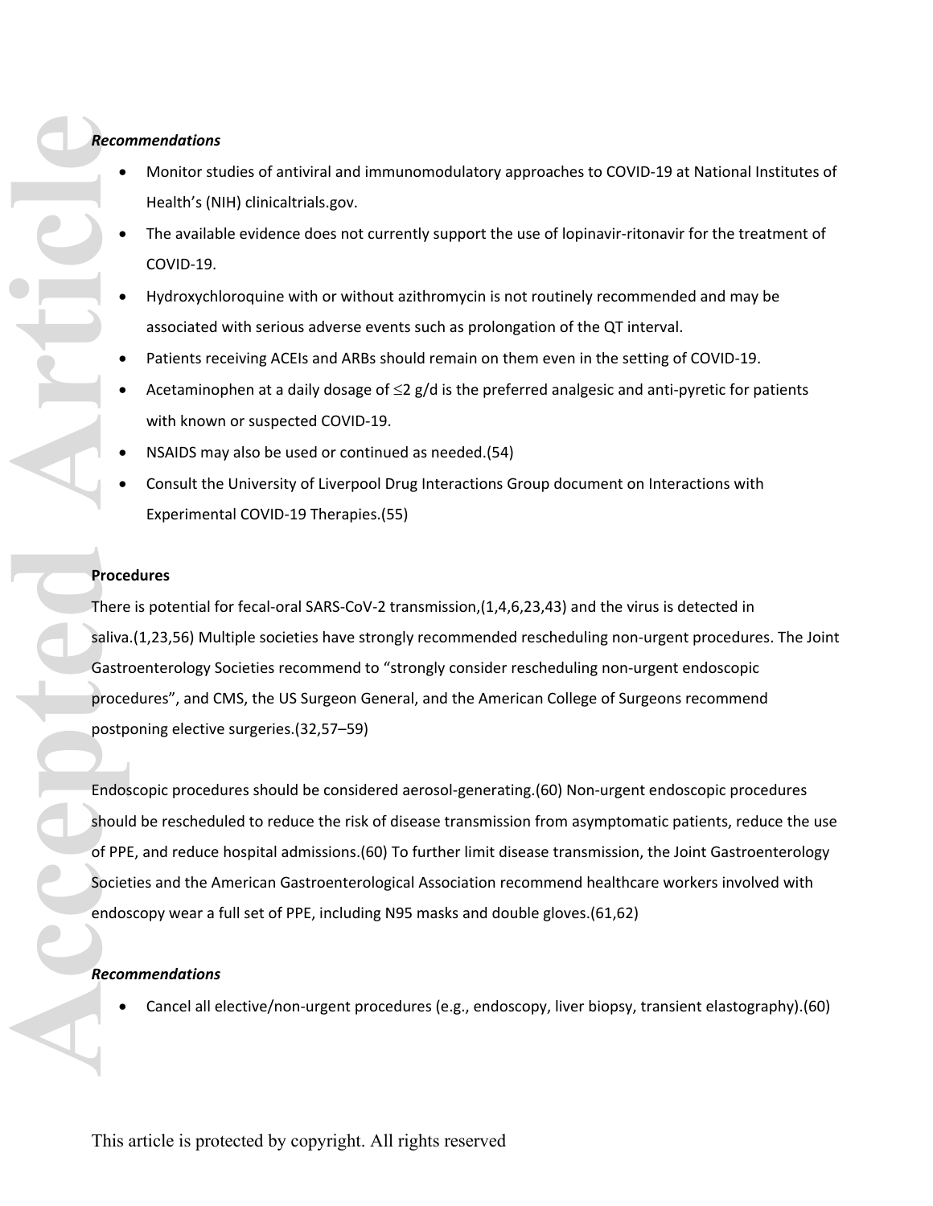***Recommendations***

- Monitor studies of antiviral and immunomodulatory approaches to COVID-19 at National Institutes of Health's (NIH) clinicaltrials.gov.
- The available evidence does not currently support the use of lopinavir-ritonavir for the treatment of COVID-19.
- Hydroxychloroquine with or without azithromycin is not routinely recommended and may be associated with serious adverse events such as prolongation of the QT interval.
- Patients receiving ACEIs and ARBs should remain on them even in the setting of COVID-19.
- Acetaminophen at a daily dosage of $\leq$2 g/d is the preferred analgesic and anti-pyretic for patients with known or suspected COVID-19.
- NSAIDS may also be used or continued as needed.(54)
- Consult the University of Liverpool Drug Interactions Group document on Interactions with Experimental COVID-19 Therapies.(55)

**Procedures**

There is potential for fecal-oral SARS-CoV-2 transmission,(1,4,6,23,43) and the virus is detected in saliva.(1,23,56) Multiple societies have strongly recommended rescheduling non-urgent procedures. The Joint Gastroenterology Societies recommend to "strongly consider rescheduling non-urgent endoscopic procedures", and CMS, the US Surgeon General, and the American College of Surgeons recommend postponing elective surgeries.(32,57–59)

Endoscopic procedures should be considered aerosol-generating.(60) Non-urgent endoscopic procedures should be rescheduled to reduce the risk of disease transmission from asymptomatic patients, reduce the use of PPE, and reduce hospital admissions.(60) To further limit disease transmission, the Joint Gastroenterology Societies and the American Gastroenterological Association recommend healthcare workers involved with endoscopy wear a full set of PPE, including N95 masks and double gloves.(61,62)

***Recommendations***

- Cancel all elective/non-urgent procedures (e.g., endoscopy, liver biopsy, transient elastography).(60)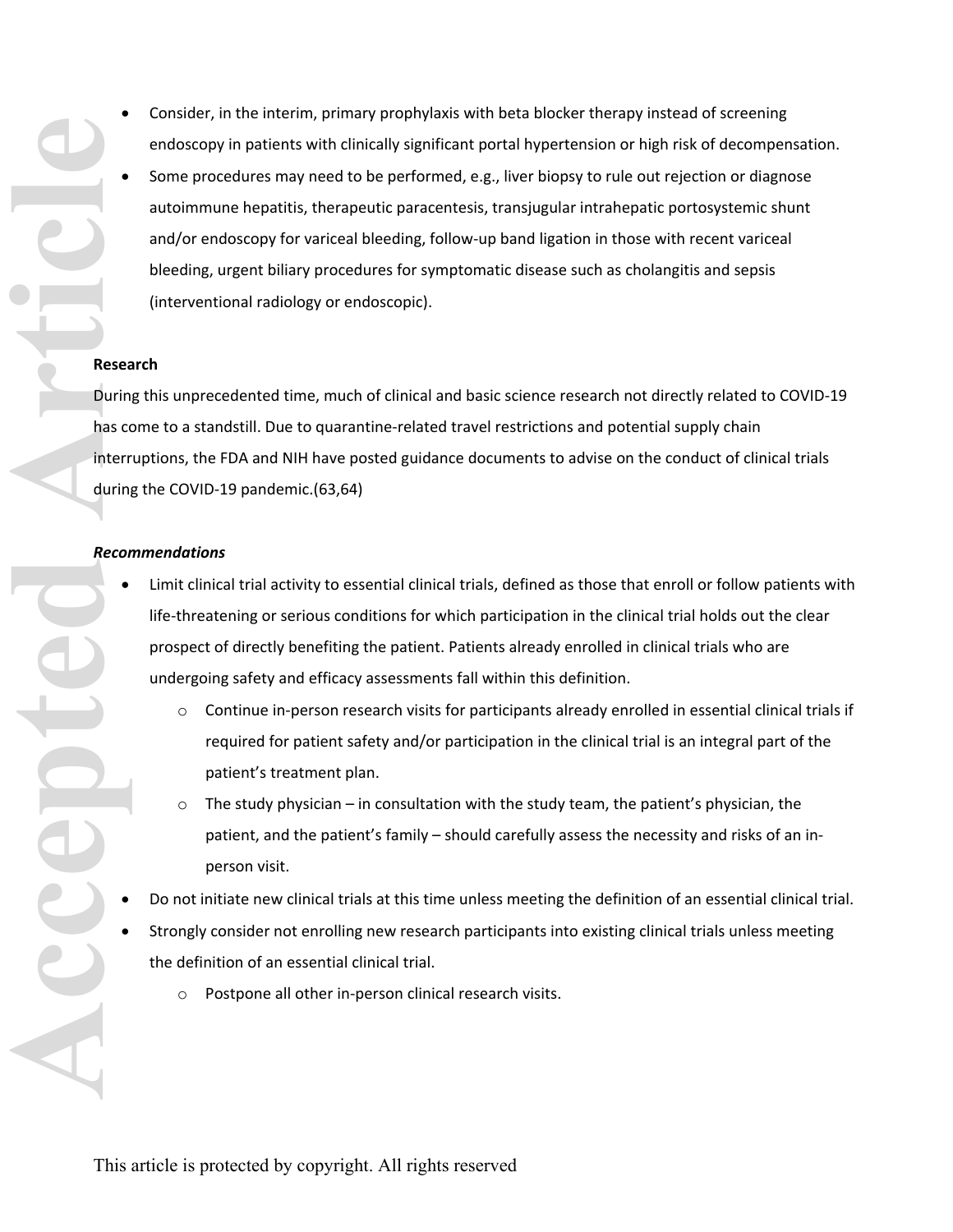- Consider, in the interim, primary prophylaxis with beta blocker therapy instead of screening endoscopy in patients with clinically significant portal hypertension or high risk of decompensation.
- Some procedures may need to be performed, e.g., liver biopsy to rule out rejection or diagnose autoimmune hepatitis, therapeutic paracentesis, transjugular intrahepatic portosystemic shunt and/or endoscopy for variceal bleeding, follow-up band ligation in those with recent variceal bleeding, urgent biliary procedures for symptomatic disease such as cholangitis and sepsis (interventional radiology or endoscopic).

**Research**

During this unprecedented time, much of clinical and basic science research not directly related to COVID-19 has come to a standstill. Due to quarantine-related travel restrictions and potential supply chain interruptions, the FDA and NIH have posted guidance documents to advise on the conduct of clinical trials during the COVID-19 pandemic.(63,64)

***Recommendations***

- Limit clinical trial activity to essential clinical trials, defined as those that enroll or follow patients with life-threatening or serious conditions for which participation in the clinical trial holds out the clear prospect of directly benefiting the patient. Patients already enrolled in clinical trials who are undergoing safety and efficacy assessments fall within this definition.
  - Continue in-person research visits for participants already enrolled in essential clinical trials if required for patient safety and/or participation in the clinical trial is an integral part of the patient's treatment plan.
  - The study physician – in consultation with the study team, the patient's physician, the patient, and the patient's family – should carefully assess the necessity and risks of an in-person visit.
- Do not initiate new clinical trials at this time unless meeting the definition of an essential clinical trial.
- Strongly consider not enrolling new research participants into existing clinical trials unless meeting the definition of an essential clinical trial.
  - Postpone all other in-person clinical research visits.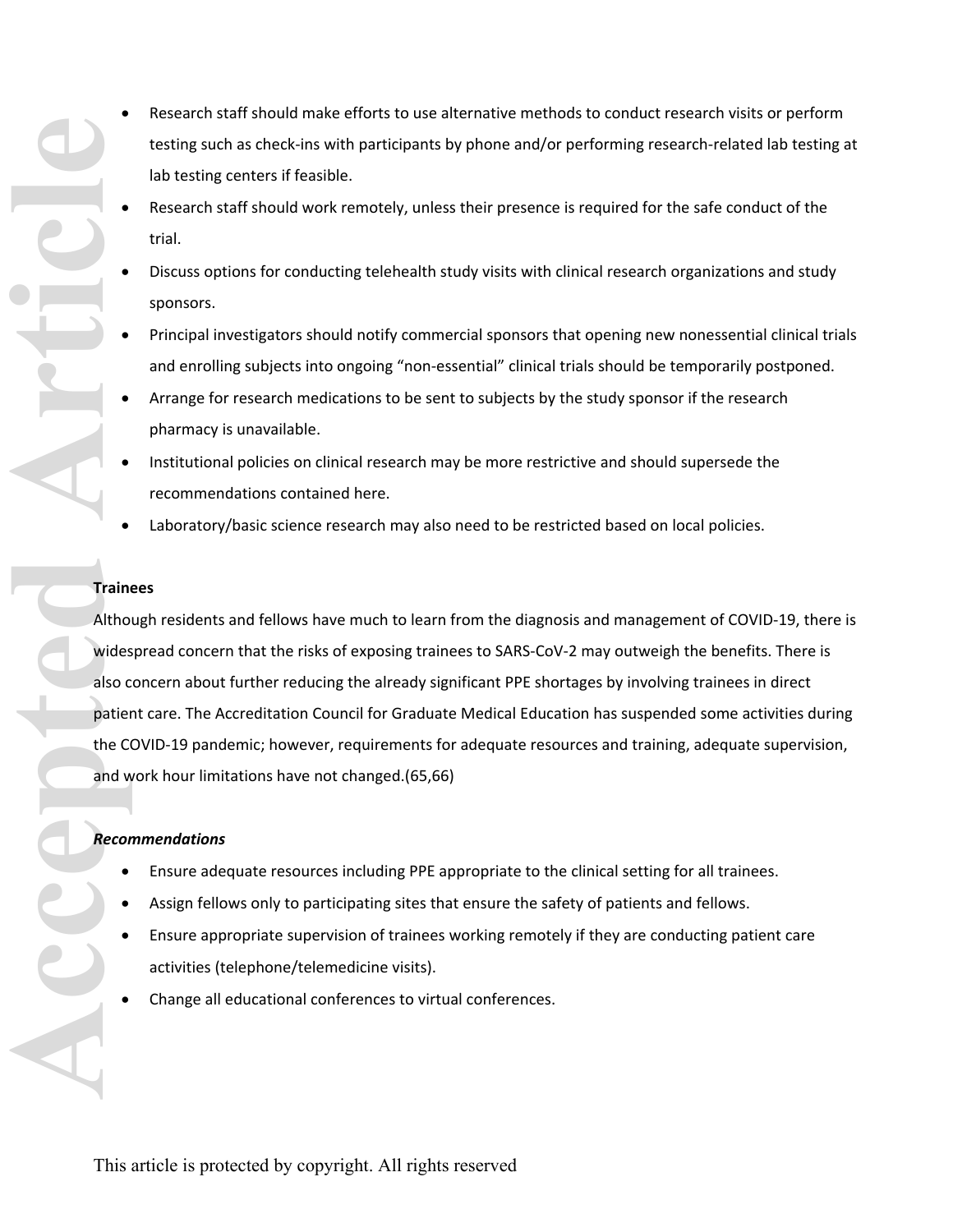- Research staff should make efforts to use alternative methods to conduct research visits or perform testing such as check-ins with participants by phone and/or performing research-related lab testing at lab testing centers if feasible.
- Research staff should work remotely, unless their presence is required for the safe conduct of the trial.
- Discuss options for conducting telehealth study visits with clinical research organizations and study sponsors.
- Principal investigators should notify commercial sponsors that opening new nonessential clinical trials and enrolling subjects into ongoing "non-essential" clinical trials should be temporarily postponed.
- Arrange for research medications to be sent to subjects by the study sponsor if the research pharmacy is unavailable.
- Institutional policies on clinical research may be more restrictive and should supersede the recommendations contained here.
- Laboratory/basic science research may also need to be restricted based on local policies.

**Trainees**

Although residents and fellows have much to learn from the diagnosis and management of COVID-19, there is widespread concern that the risks of exposing trainees to SARS-CoV-2 may outweigh the benefits. There is also concern about further reducing the already significant PPE shortages by involving trainees in direct patient care. The Accreditation Council for Graduate Medical Education has suspended some activities during the COVID-19 pandemic; however, requirements for adequate resources and training, adequate supervision, and work hour limitations have not changed.(65,66)

***Recommendations***

- Ensure adequate resources including PPE appropriate to the clinical setting for all trainees.
- Assign fellows only to participating sites that ensure the safety of patients and fellows.
- Ensure appropriate supervision of trainees working remotely if they are conducting patient care activities (telephone/telemedicine visits).
- Change all educational conferences to virtual conferences.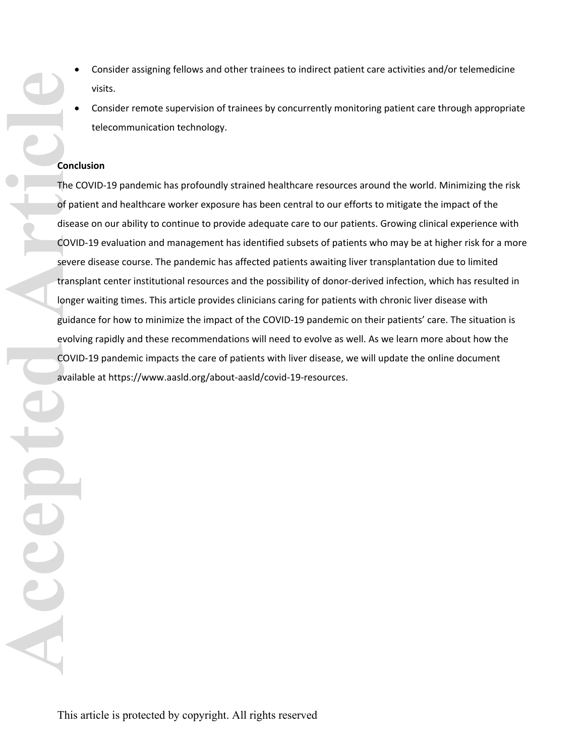- Consider assigning fellows and other trainees to indirect patient care activities and/or telemedicine visits.
- Consider remote supervision of trainees by concurrently monitoring patient care through appropriate telecommunication technology.

**Conclusion**

The COVID-19 pandemic has profoundly strained healthcare resources around the world. Minimizing the risk of patient and healthcare worker exposure has been central to our efforts to mitigate the impact of the disease on our ability to continue to provide adequate care to our patients. Growing clinical experience with COVID-19 evaluation and management has identified subsets of patients who may be at higher risk for a more severe disease course. The pandemic has affected patients awaiting liver transplantation due to limited transplant center institutional resources and the possibility of donor-derived infection, which has resulted in longer waiting times. This article provides clinicians caring for patients with chronic liver disease with guidance for how to minimize the impact of the COVID-19 pandemic on their patients' care. The situation is evolving rapidly and these recommendations will need to evolve as well. As we learn more about how the COVID-19 pandemic impacts the care of patients with liver disease, we will update the online document available at https://www.aasld.org/about-aasld/covid-19-resources.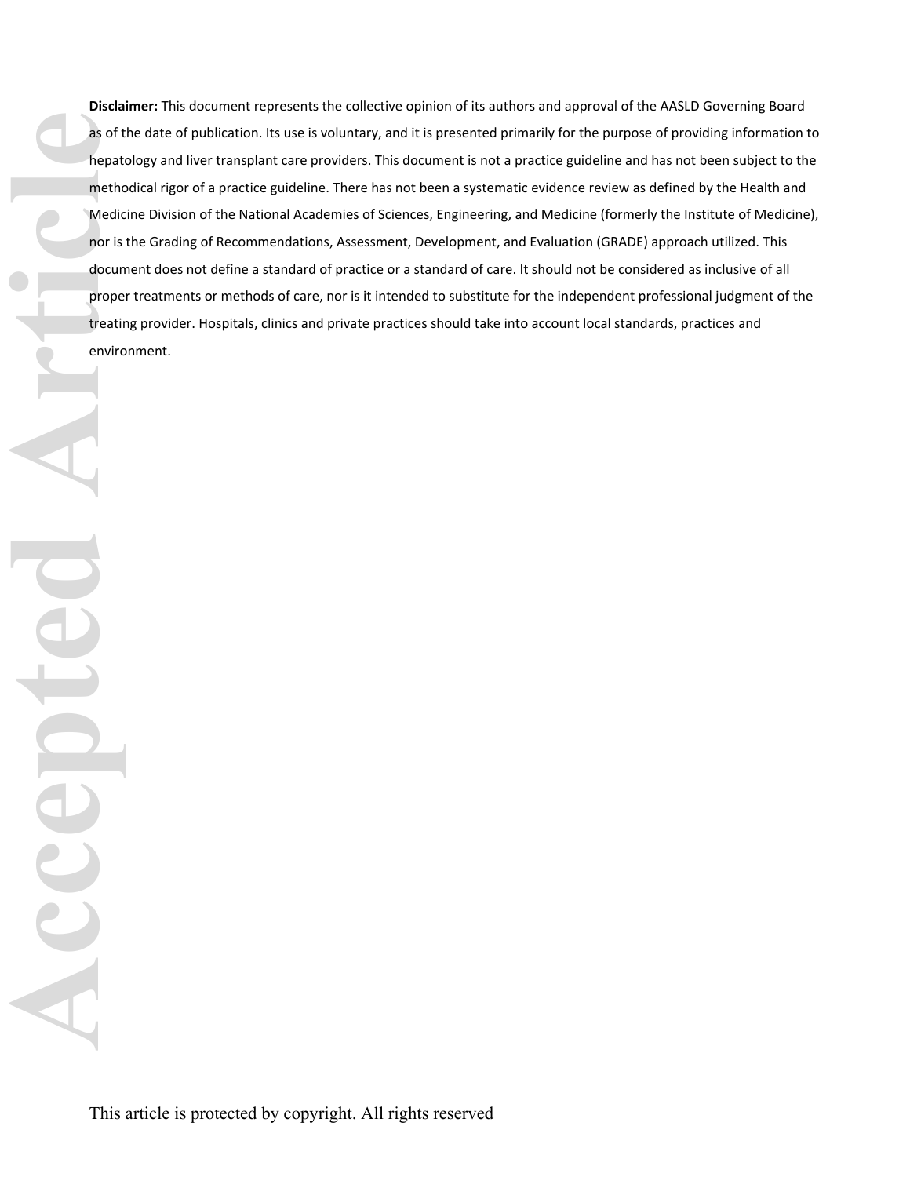**Disclaimer:** This document represents the collective opinion of its authors and approval of the AASLD Governing Board as of the date of publication. Its use is voluntary, and it is presented primarily for the purpose of providing information to hepatology and liver transplant care providers. This document is not a practice guideline and has not been subject to the methodical rigor of a practice guideline. There has not been a systematic evidence review as defined by the Health and Medicine Division of the National Academies of Sciences, Engineering, and Medicine (formerly the Institute of Medicine), nor is the Grading of Recommendations, Assessment, Development, and Evaluation (GRADE) approach utilized. This document does not define a standard of practice or a standard of care. It should not be considered as inclusive of all proper treatments or methods of care, nor is it intended to substitute for the independent professional judgment of the treating provider. Hospitals, clinics and private practices should take into account local standards, practices and environment.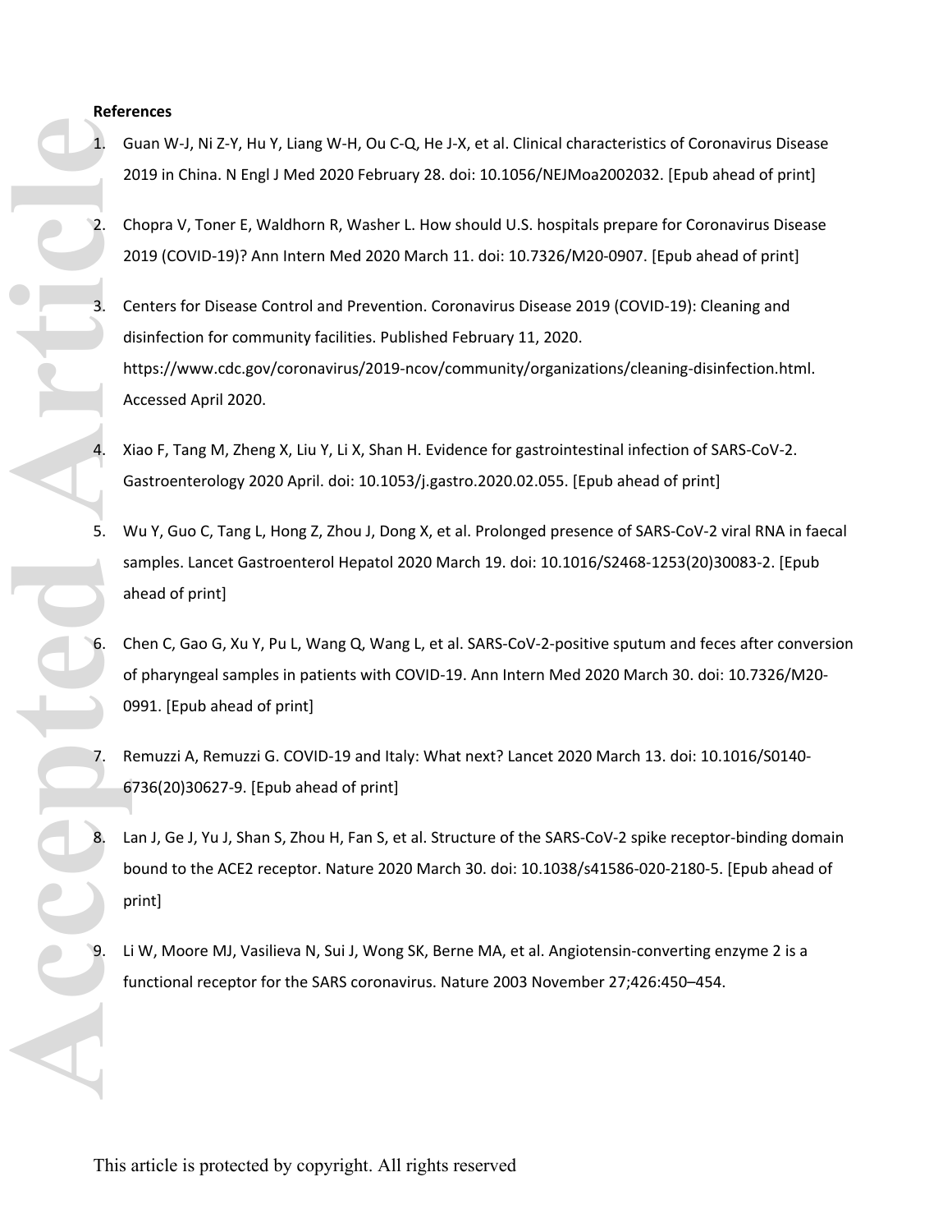**References**

1. Guan W-J, Ni Z-Y, Hu Y, Liang W-H, Ou C-Q, He J-X, et al. Clinical characteristics of Coronavirus Disease 2019 in China. N Engl J Med 2020 February 28. doi: 10.1056/NEJMoa2002032. [Epub ahead of print]

2. Chopra V, Toner E, Waldhorn R, Washer L. How should U.S. hospitals prepare for Coronavirus Disease 2019 (COVID-19)? Ann Intern Med 2020 March 11. doi: 10.7326/M20-0907. [Epub ahead of print]

3. Centers for Disease Control and Prevention. Coronavirus Disease 2019 (COVID-19): Cleaning and disinfection for community facilities. Published February 11, 2020. https://www.cdc.gov/coronavirus/2019-ncov/community/organizations/cleaning-disinfection.html. Accessed April 2020.

4. Xiao F, Tang M, Zheng X, Liu Y, Li X, Shan H. Evidence for gastrointestinal infection of SARS-CoV-2. Gastroenterology 2020 April. doi: 10.1053/j.gastro.2020.02.055. [Epub ahead of print]

5. Wu Y, Guo C, Tang L, Hong Z, Zhou J, Dong X, et al. Prolonged presence of SARS-CoV-2 viral RNA in faecal samples. Lancet Gastroenterol Hepatol 2020 March 19. doi: 10.1016/S2468-1253(20)30083-2. [Epub ahead of print]

6. Chen C, Gao G, Xu Y, Pu L, Wang Q, Wang L, et al. SARS-CoV-2-positive sputum and feces after conversion of pharyngeal samples in patients with COVID-19. Ann Intern Med 2020 March 30. doi: 10.7326/M20-0991. [Epub ahead of print]

7. Remuzzi A, Remuzzi G. COVID-19 and Italy: What next? Lancet 2020 March 13. doi: 10.1016/S0140-6736(20)30627-9. [Epub ahead of print]

8. Lan J, Ge J, Yu J, Shan S, Zhou H, Fan S, et al. Structure of the SARS-CoV-2 spike receptor-binding domain bound to the ACE2 receptor. Nature 2020 March 30. doi: 10.1038/s41586-020-2180-5. [Epub ahead of print]

9. Li W, Moore MJ, Vasilieva N, Sui J, Wong SK, Berne MA, et al. Angiotensin-converting enzyme 2 is a functional receptor for the SARS coronavirus. Nature 2003 November 27;426:450–454.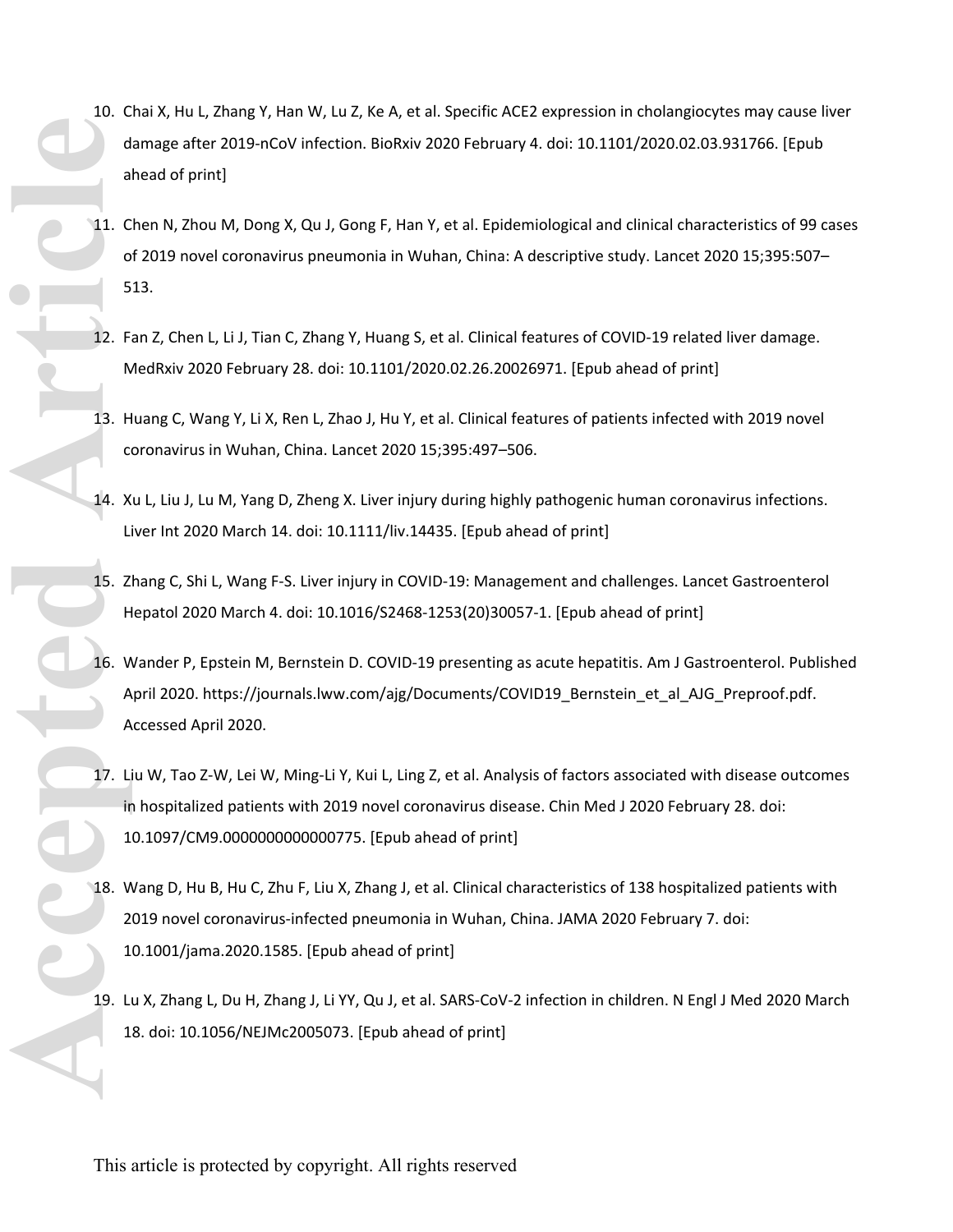10. Chai X, Hu L, Zhang Y, Han W, Lu Z, Ke A, et al. Specific ACE2 expression in cholangiocytes may cause liver damage after 2019-nCoV infection. BioRxiv 2020 February 4. doi: 10.1101/2020.02.03.931766. [Epub ahead of print]

11. Chen N, Zhou M, Dong X, Qu J, Gong F, Han Y, et al. Epidemiological and clinical characteristics of 99 cases of 2019 novel coronavirus pneumonia in Wuhan, China: A descriptive study. Lancet 2020 15;395:507–513.

12. Fan Z, Chen L, Li J, Tian C, Zhang Y, Huang S, et al. Clinical features of COVID-19 related liver damage. MedRxiv 2020 February 28. doi: 10.1101/2020.02.26.20026971. [Epub ahead of print]

13. Huang C, Wang Y, Li X, Ren L, Zhao J, Hu Y, et al. Clinical features of patients infected with 2019 novel coronavirus in Wuhan, China. Lancet 2020 15;395:497–506.

14. Xu L, Liu J, Lu M, Yang D, Zheng X. Liver injury during highly pathogenic human coronavirus infections. Liver Int 2020 March 14. doi: 10.1111/liv.14435. [Epub ahead of print]

15. Zhang C, Shi L, Wang F-S. Liver injury in COVID-19: Management and challenges. Lancet Gastroenterol Hepatol 2020 March 4. doi: 10.1016/S2468-1253(20)30057-1. [Epub ahead of print]

16. Wander P, Epstein M, Bernstein D. COVID-19 presenting as acute hepatitis. Am J Gastroenterol. Published April 2020. https://journals.lww.com/ajg/Documents/COVID19_Bernstein_et_al_AJG_Preproof.pdf. Accessed April 2020.

17. Liu W, Tao Z-W, Lei W, Ming-Li Y, Kui L, Ling Z, et al. Analysis of factors associated with disease outcomes in hospitalized patients with 2019 novel coronavirus disease. Chin Med J 2020 February 28. doi: 10.1097/CM9.0000000000000775. [Epub ahead of print]

18. Wang D, Hu B, Hu C, Zhu F, Liu X, Zhang J, et al. Clinical characteristics of 138 hospitalized patients with 2019 novel coronavirus-infected pneumonia in Wuhan, China. JAMA 2020 February 7. doi: 10.1001/jama.2020.1585. [Epub ahead of print]

19. Lu X, Zhang L, Du H, Zhang J, Li YY, Qu J, et al. SARS-CoV-2 infection in children. N Engl J Med 2020 March 18. doi: 10.1056/NEJMc2005073. [Epub ahead of print]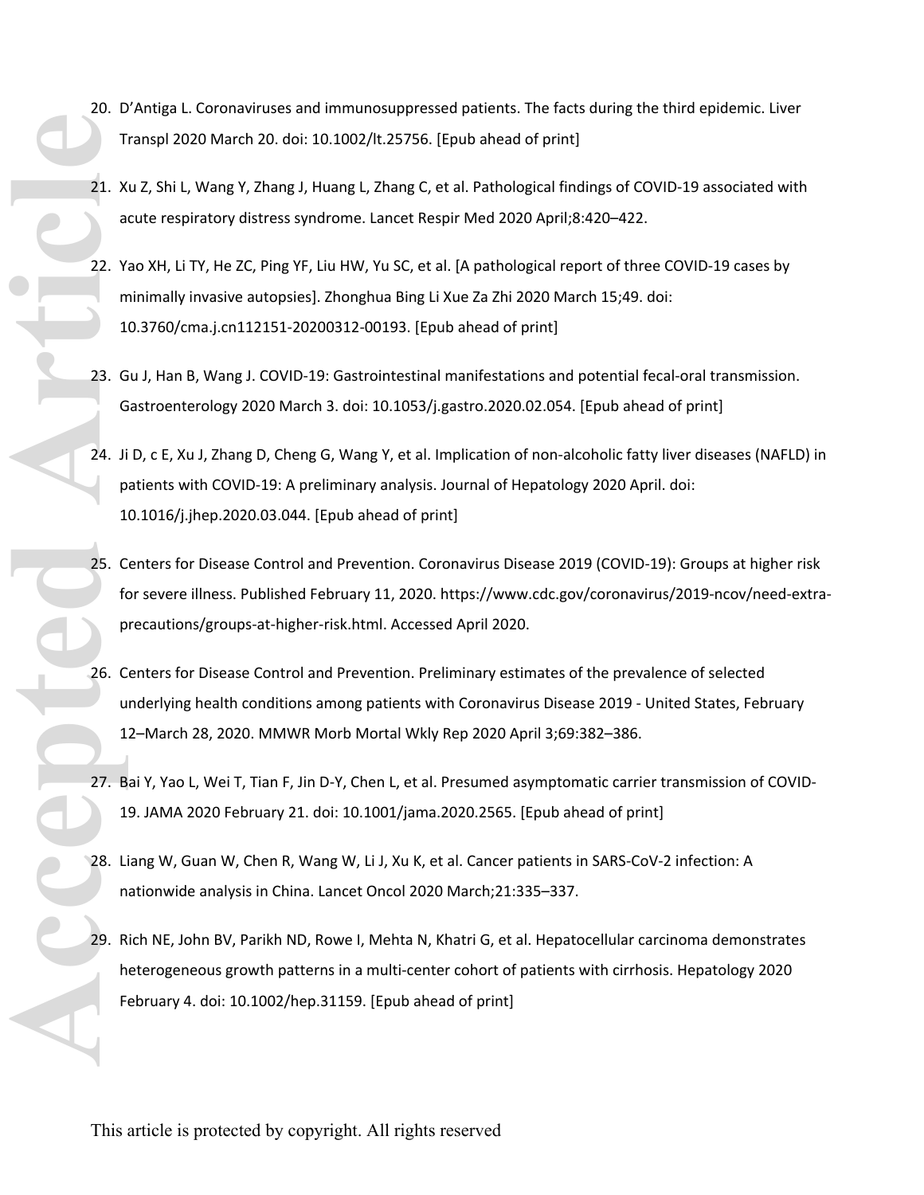20. D'Antiga L. Coronaviruses and immunosuppressed patients. The facts during the third epidemic. Liver Transpl 2020 March 20. doi: 10.1002/lt.25756. [Epub ahead of print]

21. Xu Z, Shi L, Wang Y, Zhang J, Huang L, Zhang C, et al. Pathological findings of COVID-19 associated with acute respiratory distress syndrome. Lancet Respir Med 2020 April;8:420–422.

22. Yao XH, Li TY, He ZC, Ping YF, Liu HW, Yu SC, et al. [A pathological report of three COVID-19 cases by minimally invasive autopsies]. Zhonghua Bing Li Xue Za Zhi 2020 March 15;49. doi: 10.3760/cma.j.cn112151-20200312-00193. [Epub ahead of print]

23. Gu J, Han B, Wang J. COVID-19: Gastrointestinal manifestations and potential fecal-oral transmission. Gastroenterology 2020 March 3. doi: 10.1053/j.gastro.2020.02.054. [Epub ahead of print]

24. Ji D, c E, Xu J, Zhang D, Cheng G, Wang Y, et al. Implication of non-alcoholic fatty liver diseases (NAFLD) in patients with COVID-19: A preliminary analysis. Journal of Hepatology 2020 April. doi: 10.1016/j.jhep.2020.03.044. [Epub ahead of print]

25. Centers for Disease Control and Prevention. Coronavirus Disease 2019 (COVID-19): Groups at higher risk for severe illness. Published February 11, 2020. https://www.cdc.gov/coronavirus/2019-ncov/need-extra-precautions/groups-at-higher-risk.html. Accessed April 2020.

26. Centers for Disease Control and Prevention. Preliminary estimates of the prevalence of selected underlying health conditions among patients with Coronavirus Disease 2019 - United States, February 12–March 28, 2020. MMWR Morb Mortal Wkly Rep 2020 April 3;69:382–386.

27. Bai Y, Yao L, Wei T, Tian F, Jin D-Y, Chen L, et al. Presumed asymptomatic carrier transmission of COVID-19. JAMA 2020 February 21. doi: 10.1001/jama.2020.2565. [Epub ahead of print]

28. Liang W, Guan W, Chen R, Wang W, Li J, Xu K, et al. Cancer patients in SARS-CoV-2 infection: A nationwide analysis in China. Lancet Oncol 2020 March;21:335–337.

29. Rich NE, John BV, Parikh ND, Rowe I, Mehta N, Khatri G, et al. Hepatocellular carcinoma demonstrates heterogeneous growth patterns in a multi-center cohort of patients with cirrhosis. Hepatology 2020 February 4. doi: 10.1002/hep.31159. [Epub ahead of print]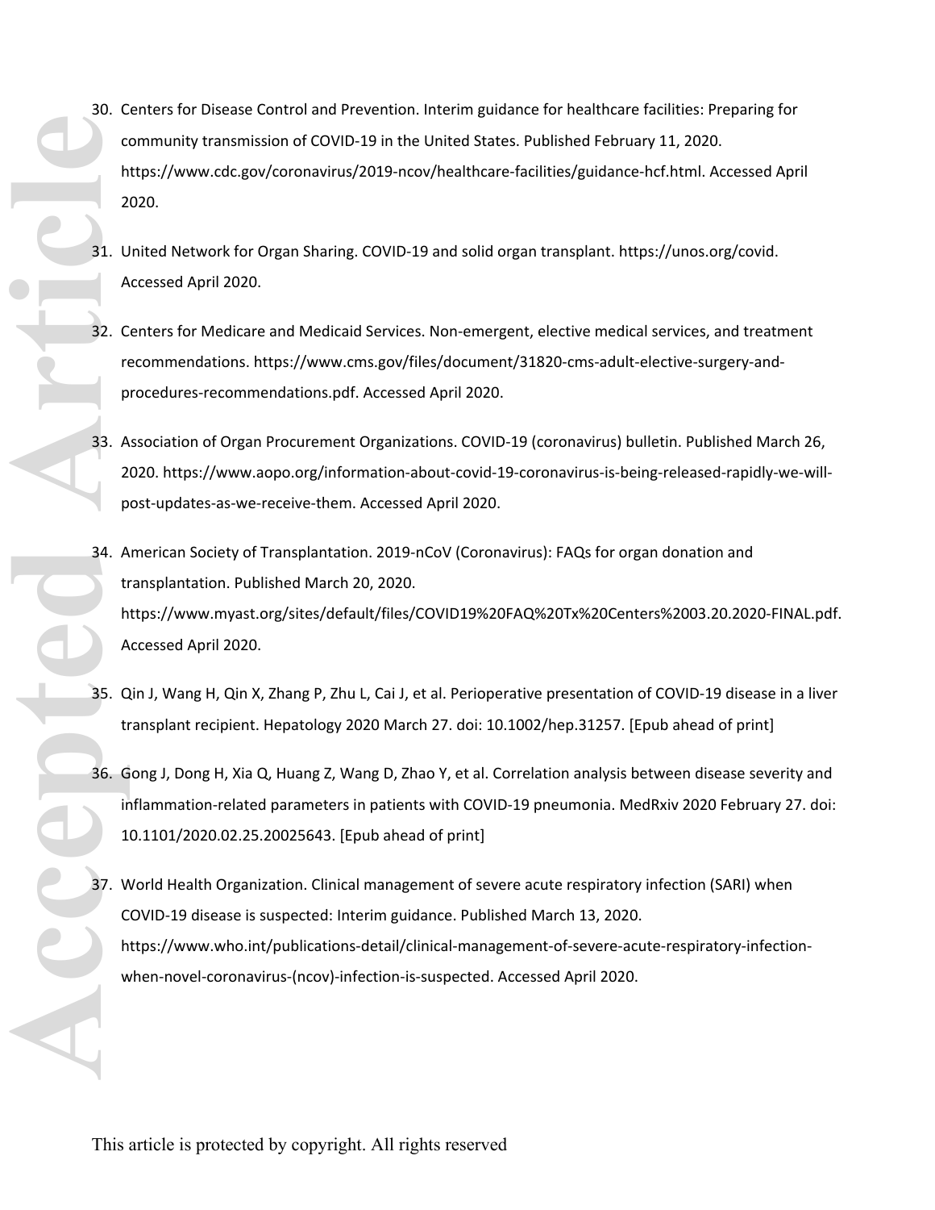30. Centers for Disease Control and Prevention. Interim guidance for healthcare facilities: Preparing for community transmission of COVID-19 in the United States. Published February 11, 2020. https://www.cdc.gov/coronavirus/2019-ncov/healthcare-facilities/guidance-hcf.html. Accessed April 2020.

31. United Network for Organ Sharing. COVID-19 and solid organ transplant. https://unos.org/covid. Accessed April 2020.

32. Centers for Medicare and Medicaid Services. Non-emergent, elective medical services, and treatment recommendations. https://www.cms.gov/files/document/31820-cms-adult-elective-surgery-and-procedures-recommendations.pdf. Accessed April 2020.

33. Association of Organ Procurement Organizations. COVID-19 (coronavirus) bulletin. Published March 26, 2020. https://www.aopo.org/information-about-covid-19-coronavirus-is-being-released-rapidly-we-will-post-updates-as-we-receive-them. Accessed April 2020.

34. American Society of Transplantation. 2019-nCoV (Coronavirus): FAQs for organ donation and transplantation. Published March 20, 2020. https://www.myast.org/sites/default/files/COVID19%20FAQ%20Tx%20Centers%2003.20.2020-FINAL.pdf. Accessed April 2020.

35. Qin J, Wang H, Qin X, Zhang P, Zhu L, Cai J, et al. Perioperative presentation of COVID-19 disease in a liver transplant recipient. Hepatology 2020 March 27. doi: 10.1002/hep.31257. [Epub ahead of print]

36. Gong J, Dong H, Xia Q, Huang Z, Wang D, Zhao Y, et al. Correlation analysis between disease severity and inflammation-related parameters in patients with COVID-19 pneumonia. MedRxiv 2020 February 27. doi: 10.1101/2020.02.25.20025643. [Epub ahead of print]

37. World Health Organization. Clinical management of severe acute respiratory infection (SARI) when COVID-19 disease is suspected: Interim guidance. Published March 13, 2020. https://www.who.int/publications-detail/clinical-management-of-severe-acute-respiratory-infection-when-novel-coronavirus-(ncov)-infection-is-suspected. Accessed April 2020.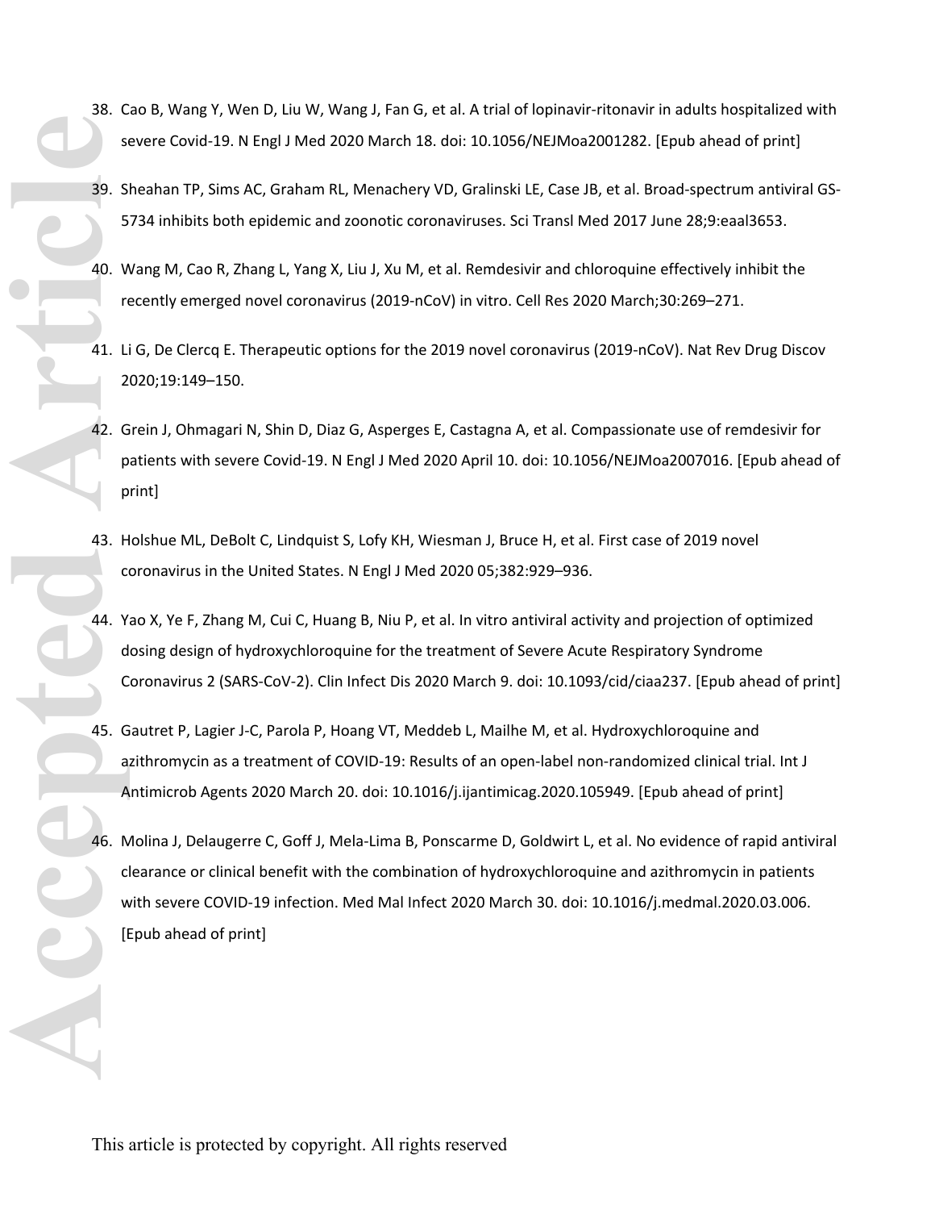38. Cao B, Wang Y, Wen D, Liu W, Wang J, Fan G, et al. A trial of lopinavir-ritonavir in adults hospitalized with severe Covid-19. N Engl J Med 2020 March 18. doi: 10.1056/NEJMoa2001282. [Epub ahead of print]

39. Sheahan TP, Sims AC, Graham RL, Menachery VD, Gralinski LE, Case JB, et al. Broad-spectrum antiviral GS-5734 inhibits both epidemic and zoonotic coronaviruses. Sci Transl Med 2017 June 28;9:eaal3653.

40. Wang M, Cao R, Zhang L, Yang X, Liu J, Xu M, et al. Remdesivir and chloroquine effectively inhibit the recently emerged novel coronavirus (2019-nCoV) in vitro. Cell Res 2020 March;30:269–271.

41. Li G, De Clercq E. Therapeutic options for the 2019 novel coronavirus (2019-nCoV). Nat Rev Drug Discov 2020;19:149–150.

42. Grein J, Ohmagari N, Shin D, Diaz G, Asperges E, Castagna A, et al. Compassionate use of remdesivir for patients with severe Covid-19. N Engl J Med 2020 April 10. doi: 10.1056/NEJMoa2007016. [Epub ahead of print]

43. Holshue ML, DeBolt C, Lindquist S, Lofy KH, Wiesman J, Bruce H, et al. First case of 2019 novel coronavirus in the United States. N Engl J Med 2020 05;382:929–936.

44. Yao X, Ye F, Zhang M, Cui C, Huang B, Niu P, et al. In vitro antiviral activity and projection of optimized dosing design of hydroxychloroquine for the treatment of Severe Acute Respiratory Syndrome Coronavirus 2 (SARS-CoV-2). Clin Infect Dis 2020 March 9. doi: 10.1093/cid/ciaa237. [Epub ahead of print]

45. Gautret P, Lagier J-C, Parola P, Hoang VT, Meddeb L, Mailhe M, et al. Hydroxychloroquine and azithromycin as a treatment of COVID-19: Results of an open-label non-randomized clinical trial. Int J Antimicrob Agents 2020 March 20. doi: 10.1016/j.ijantimicag.2020.105949. [Epub ahead of print]

46. Molina J, Delaugerre C, Goff J, Mela-Lima B, Ponscarme D, Goldwirt L, et al. No evidence of rapid antiviral clearance or clinical benefit with the combination of hydroxychloroquine and azithromycin in patients with severe COVID-19 infection. Med Mal Infect 2020 March 30. doi: 10.1016/j.medmal.2020.03.006. [Epub ahead of print]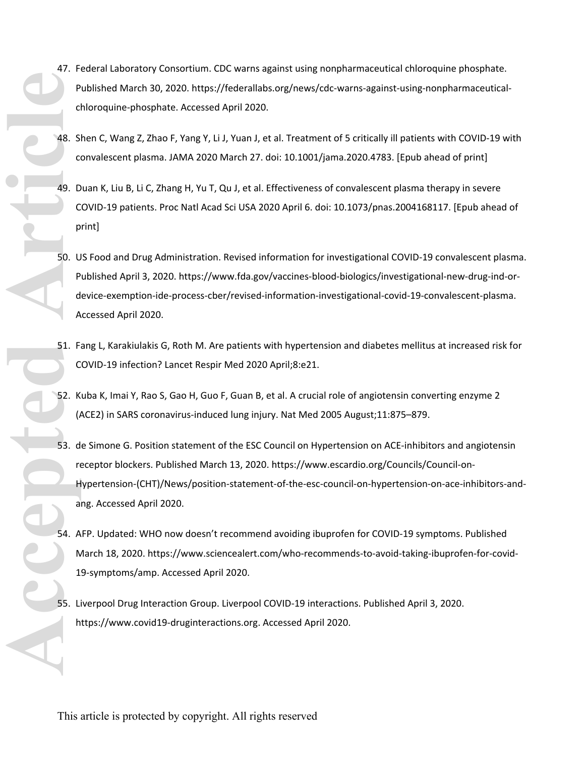47. Federal Laboratory Consortium. CDC warns against using nonpharmaceutical chloroquine phosphate. Published March 30, 2020. https://federallabs.org/news/cdc-warns-against-using-nonpharmaceutical-chloroquine-phosphate. Accessed April 2020.

48. Shen C, Wang Z, Zhao F, Yang Y, Li J, Yuan J, et al. Treatment of 5 critically ill patients with COVID-19 with convalescent plasma. JAMA 2020 March 27. doi: 10.1001/jama.2020.4783. [Epub ahead of print]

49. Duan K, Liu B, Li C, Zhang H, Yu T, Qu J, et al. Effectiveness of convalescent plasma therapy in severe COVID-19 patients. Proc Natl Acad Sci USA 2020 April 6. doi: 10.1073/pnas.2004168117. [Epub ahead of print]

50. US Food and Drug Administration. Revised information for investigational COVID-19 convalescent plasma. Published April 3, 2020. https://www.fda.gov/vaccines-blood-biologics/investigational-new-drug-ind-or-device-exemption-ide-process-cber/revised-information-investigational-covid-19-convalescent-plasma. Accessed April 2020.

51. Fang L, Karakiulakis G, Roth M. Are patients with hypertension and diabetes mellitus at increased risk for COVID-19 infection? Lancet Respir Med 2020 April;8:e21.

52. Kuba K, Imai Y, Rao S, Gao H, Guo F, Guan B, et al. A crucial role of angiotensin converting enzyme 2 (ACE2) in SARS coronavirus-induced lung injury. Nat Med 2005 August;11:875–879.

53. de Simone G. Position statement of the ESC Council on Hypertension on ACE-inhibitors and angiotensin receptor blockers. Published March 13, 2020. https://www.escardio.org/Councils/Council-on-Hypertension-(CHT)/News/position-statement-of-the-esc-council-on-hypertension-on-ace-inhibitors-and-ang. Accessed April 2020.

54. AFP. Updated: WHO now doesn't recommend avoiding ibuprofen for COVID-19 symptoms. Published March 18, 2020. https://www.sciencealert.com/who-recommends-to-avoid-taking-ibuprofen-for-covid-19-symptoms/amp. Accessed April 2020.

55. Liverpool Drug Interaction Group. Liverpool COVID-19 interactions. Published April 3, 2020. https://www.covid19-druginteractions.org. Accessed April 2020.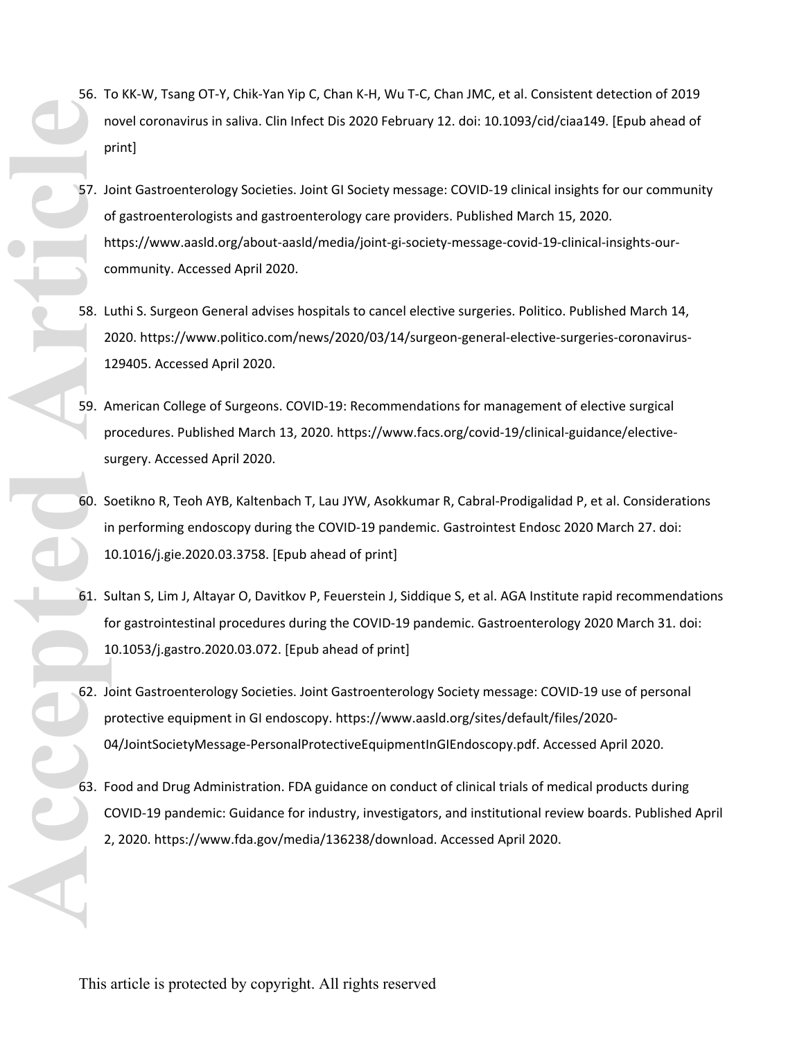56. To KK-W, Tsang OT-Y, Chik-Yan Yip C, Chan K-H, Wu T-C, Chan JMC, et al. Consistent detection of 2019 novel coronavirus in saliva. Clin Infect Dis 2020 February 12. doi: 10.1093/cid/ciaa149. [Epub ahead of print]

57. Joint Gastroenterology Societies. Joint GI Society message: COVID-19 clinical insights for our community of gastroenterologists and gastroenterology care providers. Published March 15, 2020. https://www.aasld.org/about-aasld/media/joint-gi-society-message-covid-19-clinical-insights-our-community. Accessed April 2020.

58. Luthi S. Surgeon General advises hospitals to cancel elective surgeries. Politico. Published March 14, 2020. https://www.politico.com/news/2020/03/14/surgeon-general-elective-surgeries-coronavirus-129405. Accessed April 2020.

59. American College of Surgeons. COVID-19: Recommendations for management of elective surgical procedures. Published March 13, 2020. https://www.facs.org/covid-19/clinical-guidance/elective-surgery. Accessed April 2020.

60. Soetikno R, Teoh AYB, Kaltenbach T, Lau JYW, Asokkumar R, Cabral-Prodigalidad P, et al. Considerations in performing endoscopy during the COVID-19 pandemic. Gastrointest Endosc 2020 March 27. doi: 10.1016/j.gie.2020.03.3758. [Epub ahead of print]

61. Sultan S, Lim J, Altayar O, Davitkov P, Feuerstein J, Siddique S, et al. AGA Institute rapid recommendations for gastrointestinal procedures during the COVID-19 pandemic. Gastroenterology 2020 March 31. doi: 10.1053/j.gastro.2020.03.072. [Epub ahead of print]

62. Joint Gastroenterology Societies. Joint Gastroenterology Society message: COVID-19 use of personal protective equipment in GI endoscopy. https://www.aasld.org/sites/default/files/2020-04/JointSocietyMessage-PersonalProtectiveEquipmentInGIEndoscopy.pdf. Accessed April 2020.

63. Food and Drug Administration. FDA guidance on conduct of clinical trials of medical products during COVID-19 pandemic: Guidance for industry, investigators, and institutional review boards. Published April 2, 2020. https://www.fda.gov/media/136238/download. Accessed April 2020.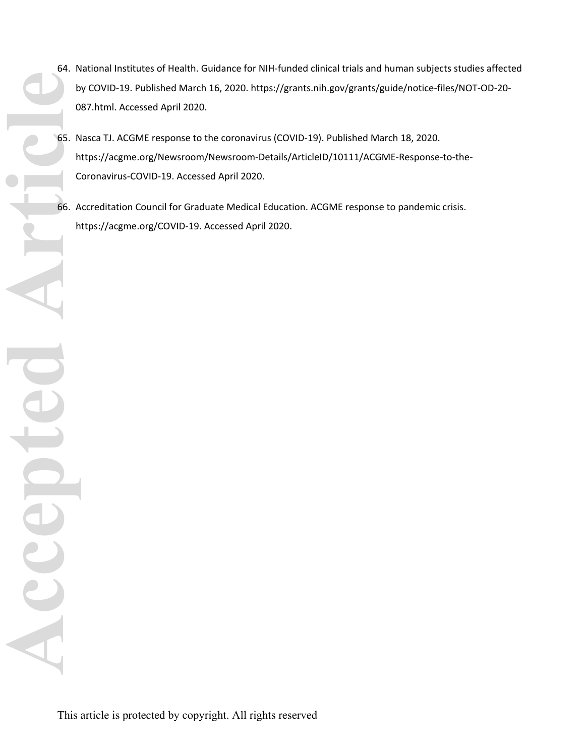64. National Institutes of Health. Guidance for NIH-funded clinical trials and human subjects studies affected by COVID-19. Published March 16, 2020. https://grants.nih.gov/grants/guide/notice-files/NOT-OD-20-087.html. Accessed April 2020.

65. Nasca TJ. ACGME response to the coronavirus (COVID-19). Published March 18, 2020. https://acgme.org/Newsroom/Newsroom-Details/ArticleID/10111/ACGME-Response-to-the-Coronavirus-COVID-19. Accessed April 2020.

66. Accreditation Council for Graduate Medical Education. ACGME response to pandemic crisis. https://acgme.org/COVID-19. Accessed April 2020.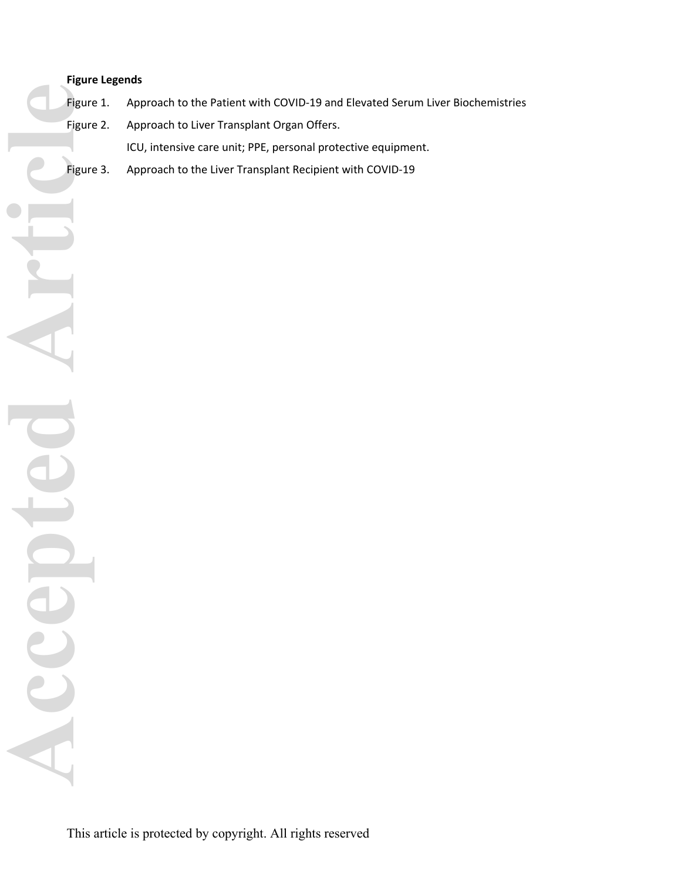**Figure Legends**

Figure 1. Approach to the Patient with COVID-19 and Elevated Serum Liver Biochemistries

Figure 2. Approach to Liver Transplant Organ Offers.
ICU, intensive care unit; PPE, personal protective equipment.

Figure 3. Approach to the Liver Transplant Recipient with COVID-19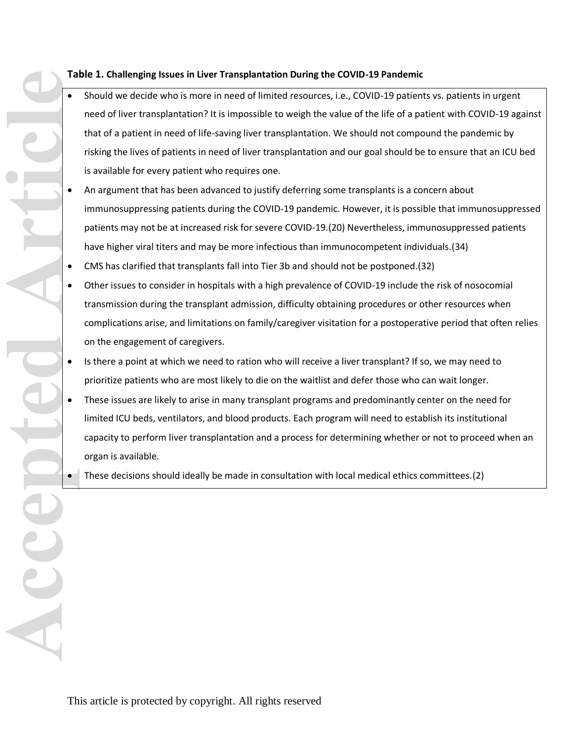**Table 1. Challenging Issues in Liver Transplantation During the COVID-19 Pandemic**

- Should we decide who is more in need of limited resources, i.e., COVID-19 patients vs. patients in urgent need of liver transplantation? It is impossible to weigh the value of the life of a patient with COVID-19 against that of a patient in need of life-saving liver transplantation. We should not compound the pandemic by risking the lives of patients in need of liver transplantation and our goal should be to ensure that an ICU bed is available for every patient who requires one.
- An argument that has been advanced to justify deferring some transplants is a concern about immunosuppressing patients during the COVID-19 pandemic. However, it is possible that immunosuppressed patients may not be at increased risk for severe COVID-19.(20) Nevertheless, immunosuppressed patients have higher viral titers and may be more infectious than immunocompetent individuals.(34)
- CMS has clarified that transplants fall into Tier 3b and should not be postponed.(32)
- Other issues to consider in hospitals with a high prevalence of COVID-19 include the risk of nosocomial transmission during the transplant admission, difficulty obtaining procedures or other resources when complications arise, and limitations on family/caregiver visitation for a postoperative period that often relies on the engagement of caregivers.
- Is there a point at which we need to ration who will receive a liver transplant? If so, we may need to prioritize patients who are most likely to die on the waitlist and defer those who can wait longer.
- These issues are likely to arise in many transplant programs and predominantly center on the need for limited ICU beds, ventilators, and blood products. Each program will need to establish its institutional capacity to perform liver transplantation and a process for determining whether or not to proceed when an organ is available.
- These decisions should ideally be made in consultation with local medical ethics committees.(2)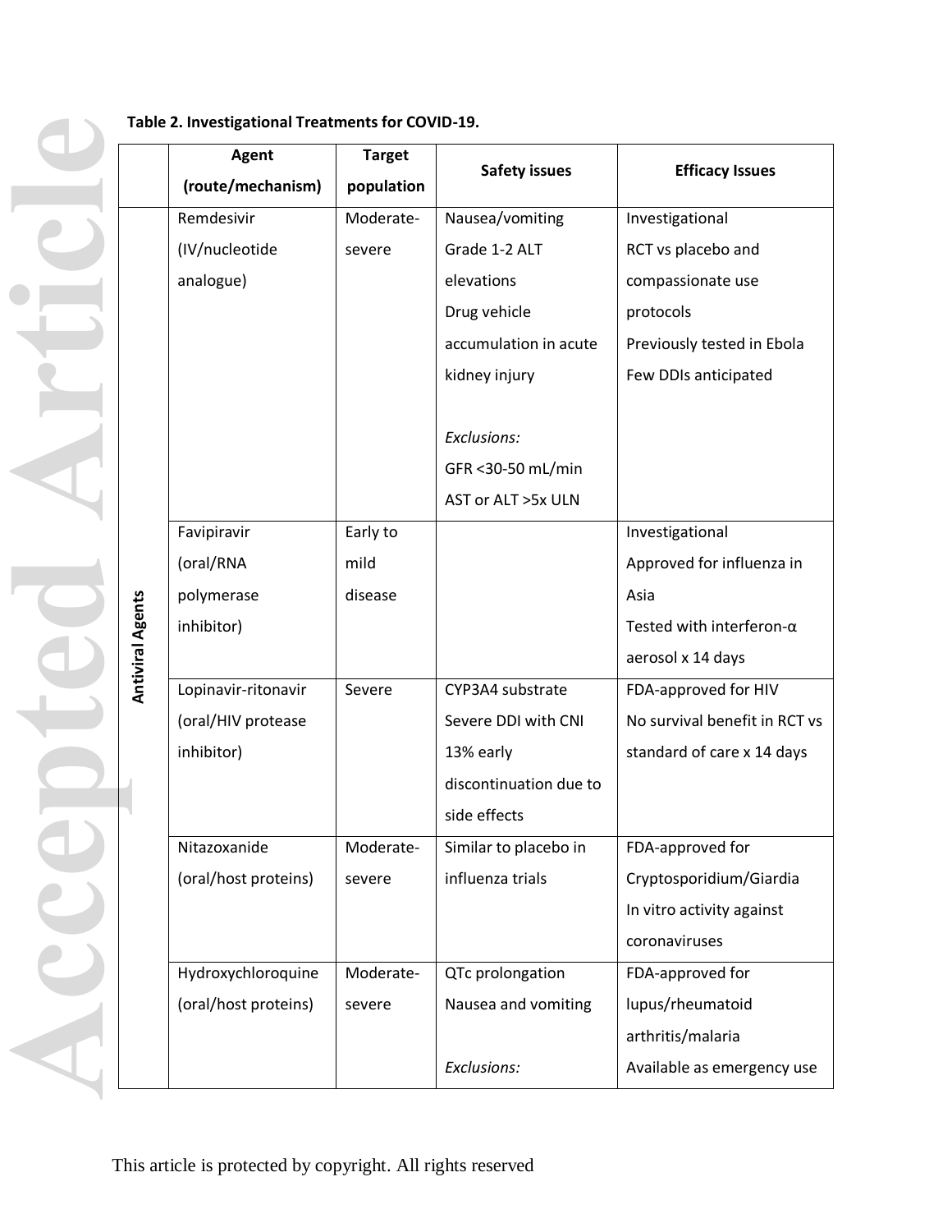**Table 2. Investigational Treatments for COVID-19.**

| | Agent (route/mechanism) | Target population | Safety issues | Efficacy Issues |
|---|---|---|---|---|
| Antiviral Agents | Remdesivir (IV/nucleotide analogue) | Moderate-severe | Nausea/vomiting<br>Grade 1-2 ALT elevations<br>Drug vehicle accumulation in acute kidney injury<br><br>*Exclusions:*<br>GFR <30-50 mL/min<br>AST or ALT >5x ULN | Investigational<br>RCT vs placebo and compassionate use protocols<br>Previously tested in Ebola<br>Few DDIs anticipated |
| | Favipiravir (oral/RNA polymerase inhibitor) | Early to mild disease | | Investigational<br>Approved for influenza in Asia<br>Tested with interferon-α aerosol x 14 days |
| | Lopinavir-ritonavir (oral/HIV protease inhibitor) | Severe | CYP3A4 substrate<br>Severe DDI with CNI<br>13% early discontinuation due to side effects | FDA-approved for HIV<br>No survival benefit in RCT vs standard of care x 14 days |
| | Nitazoxanide (oral/host proteins) | Moderate-severe | Similar to placebo in influenza trials | FDA-approved for Cryptosporidium/Giardia<br>In vitro activity against coronaviruses |
| | Hydroxychloroquine (oral/host proteins) | Moderate-severe | QTc prolongation<br>Nausea and vomiting<br><br>*Exclusions:* | FDA-approved for lupus/rheumatoid arthritis/malaria<br>Available as emergency use |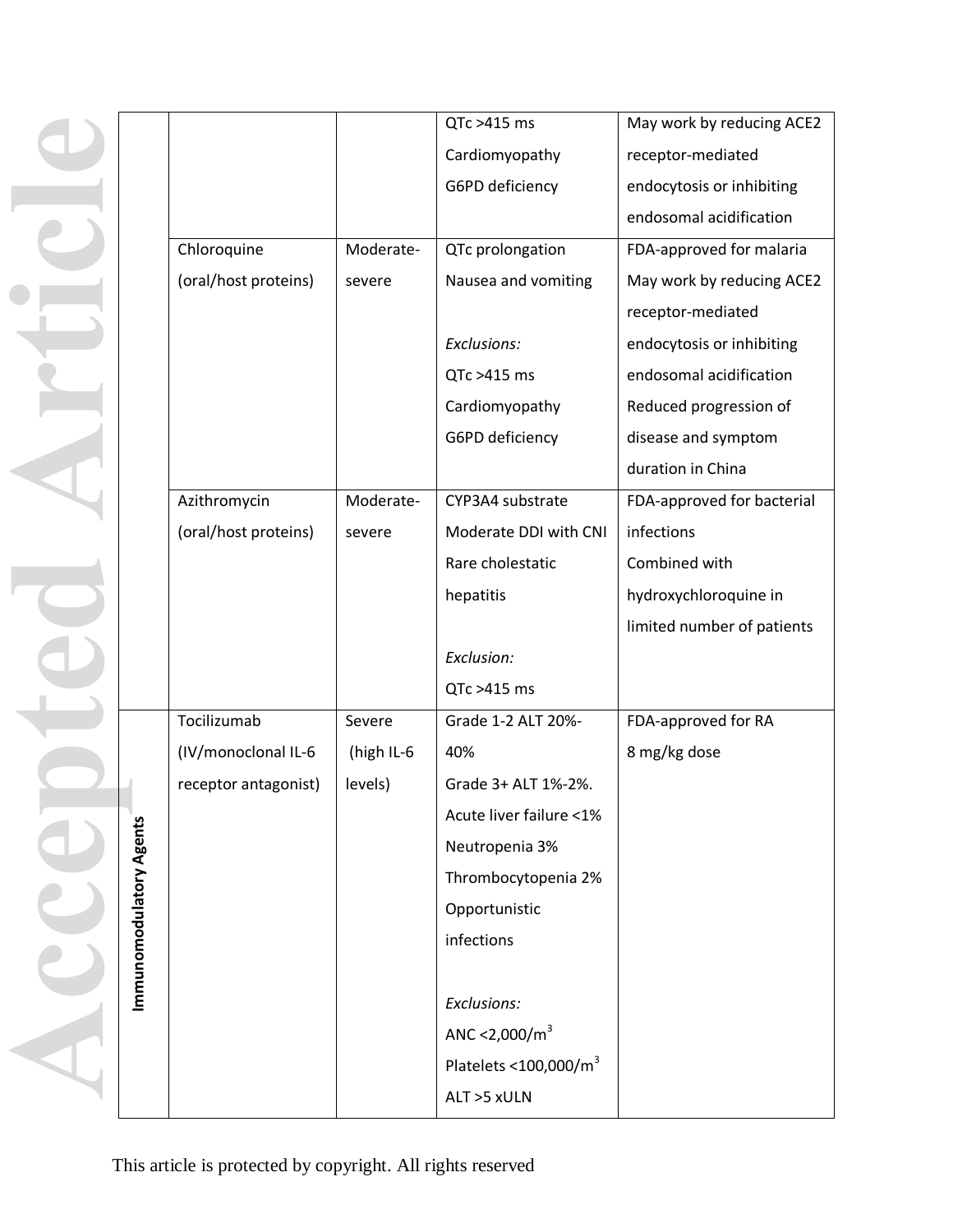| | | | | |
|---|---|---|---|---|
| | | | QTc >415 ms<br>Cardiomyopathy<br>G6PD deficiency | May work by reducing ACE2 receptor-mediated endocytosis or inhibiting endosomal acidification |
| | Chloroquine (oral/host proteins) | Moderate-severe | QTc prolongation<br>Nausea and vomiting<br><br>*Exclusions:*<br>QTc >415 ms<br>Cardiomyopathy<br>G6PD deficiency | FDA-approved for malaria<br>May work by reducing ACE2 receptor-mediated endocytosis or inhibiting endosomal acidification<br>Reduced progression of disease and symptom duration in China |
| | Azithromycin (oral/host proteins) | Moderate-severe | CYP3A4 substrate<br>Moderate DDI with CNI<br>Rare cholestatic hepatitis<br><br>*Exclusion:*<br>QTc >415 ms | FDA-approved for bacterial infections<br>Combined with hydroxychloroquine in limited number of patients |
| **Immunomodulatory Agents** | Tocilizumab (IV/monoclonal IL-6 receptor antagonist) | Severe (high IL-6 levels) | Grade 1-2 ALT 20%-40%<br>Grade 3+ ALT 1%-2%.<br>Acute liver failure <1%<br>Neutropenia 3%<br>Thrombocytopenia 2%<br>Opportunistic infections<br><br>*Exclusions:*<br>ANC <2,000/$m^3$<br>Platelets <100,000/$m^3$<br>ALT >5 xULN | FDA-approved for RA<br>8 mg/kg dose |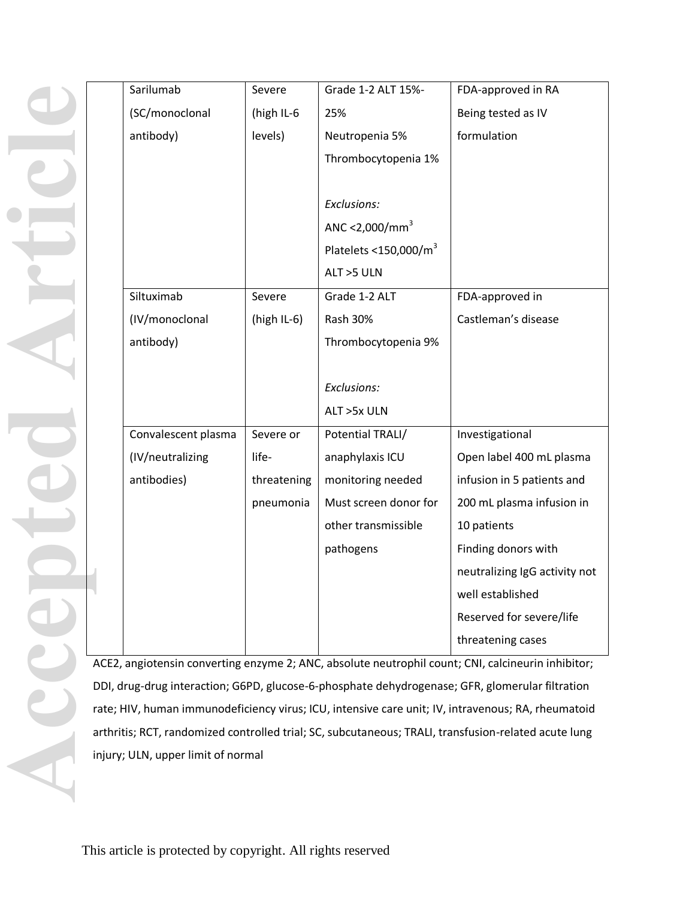| | | | | |
|---|---|---|---|---|
| | Sarilumab (SC/monoclonal antibody) | Severe (high IL-6 levels) | Grade 1-2 ALT 15%-25%<br>Neutropenia 5%<br>Thrombocytopenia 1%<br><br>*Exclusions:*<br>ANC <2,000/mm$^3$<br>Platelets <150,000/m$^3$<br>ALT >5 ULN | FDA-approved in RA<br>Being tested as IV formulation |
| | Siltuximab (IV/monoclonal antibody) | Severe (high IL-6) | Grade 1-2 ALT<br>Rash 30%<br>Thrombocytopenia 9%<br><br>*Exclusions:*<br>ALT >5x ULN | FDA-approved in Castleman's disease |
| | Convalescent plasma (IV/neutralizing antibodies) | Severe or life-threatening pneumonia | Potential TRALI/ anaphylaxis ICU monitoring needed<br>Must screen donor for other transmissible pathogens | Investigational<br>Open label 400 mL plasma infusion in 5 patients and 200 mL plasma infusion in 10 patients<br>Finding donors with neutralizing IgG activity not well established<br>Reserved for severe/life threatening cases |

ACE2, angiotensin converting enzyme 2; ANC, absolute neutrophil count; CNI, calcineurin inhibitor; DDI, drug-drug interaction; G6PD, glucose-6-phosphate dehydrogenase; GFR, glomerular filtration rate; HIV, human immunodeficiency virus; ICU, intensive care unit; IV, intravenous; RA, rheumatoid arthritis; RCT, randomized controlled trial; SC, subcutaneous; TRALI, transfusion-related acute lung injury; ULN, upper limit of normal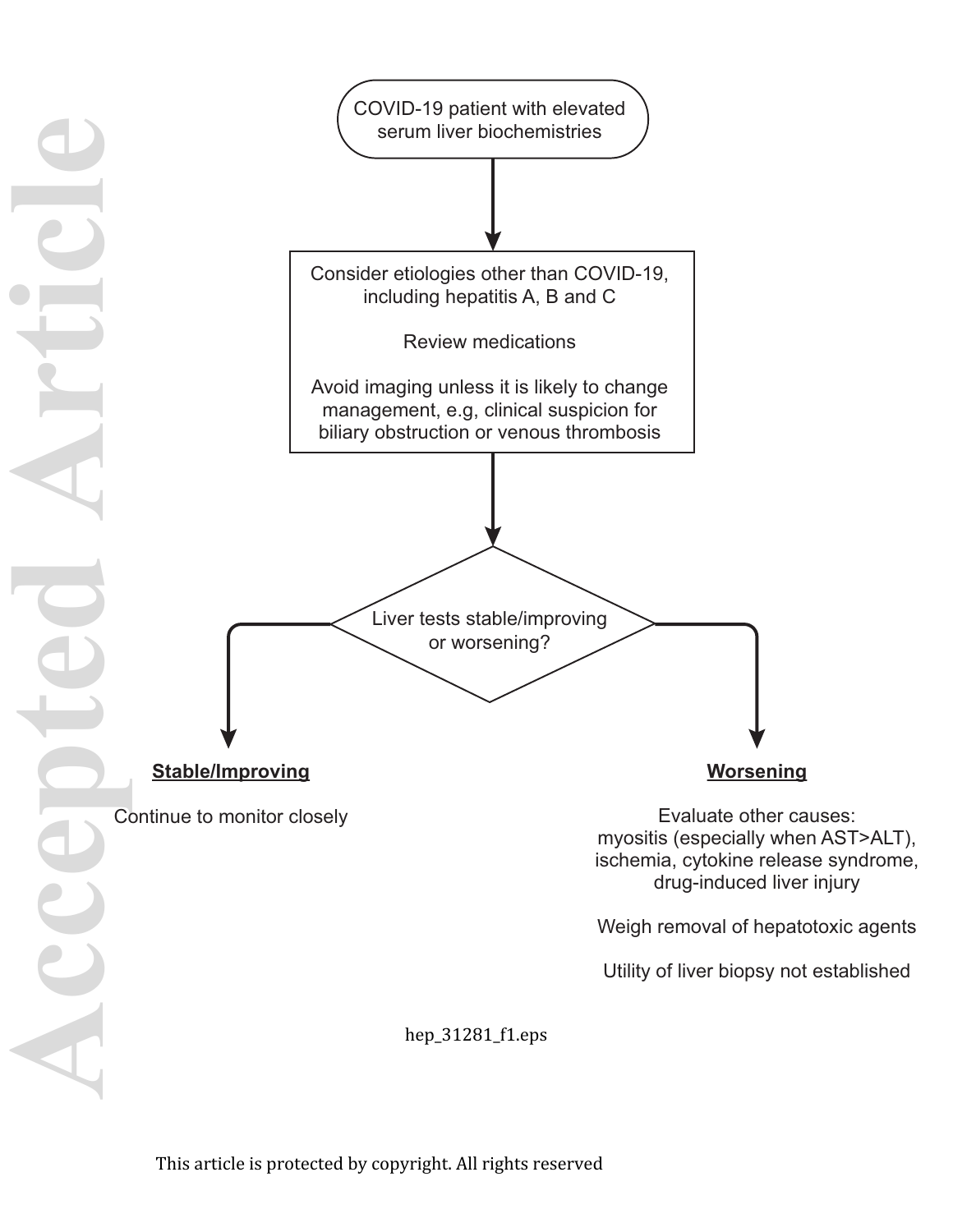COVID-19 patient with elevated serum liver biochemistries

Consider etiologies other than COVID-19, including hepatitis A, B and C

Review medications

Avoid imaging unless it is likely to change management, e.g, clinical suspicion for biliary obstruction or venous thrombosis

Liver tests stable/improving or worsening?

**Stable/Improving**

Continue to monitor closely

**Worsening**

Evaluate other causes: myositis (especially when AST>ALT), ischemia, cytokine release syndrome, drug-induced liver injury

Weigh removal of hepatotoxic agents

Utility of liver biopsy not established

hep_31281_f1.eps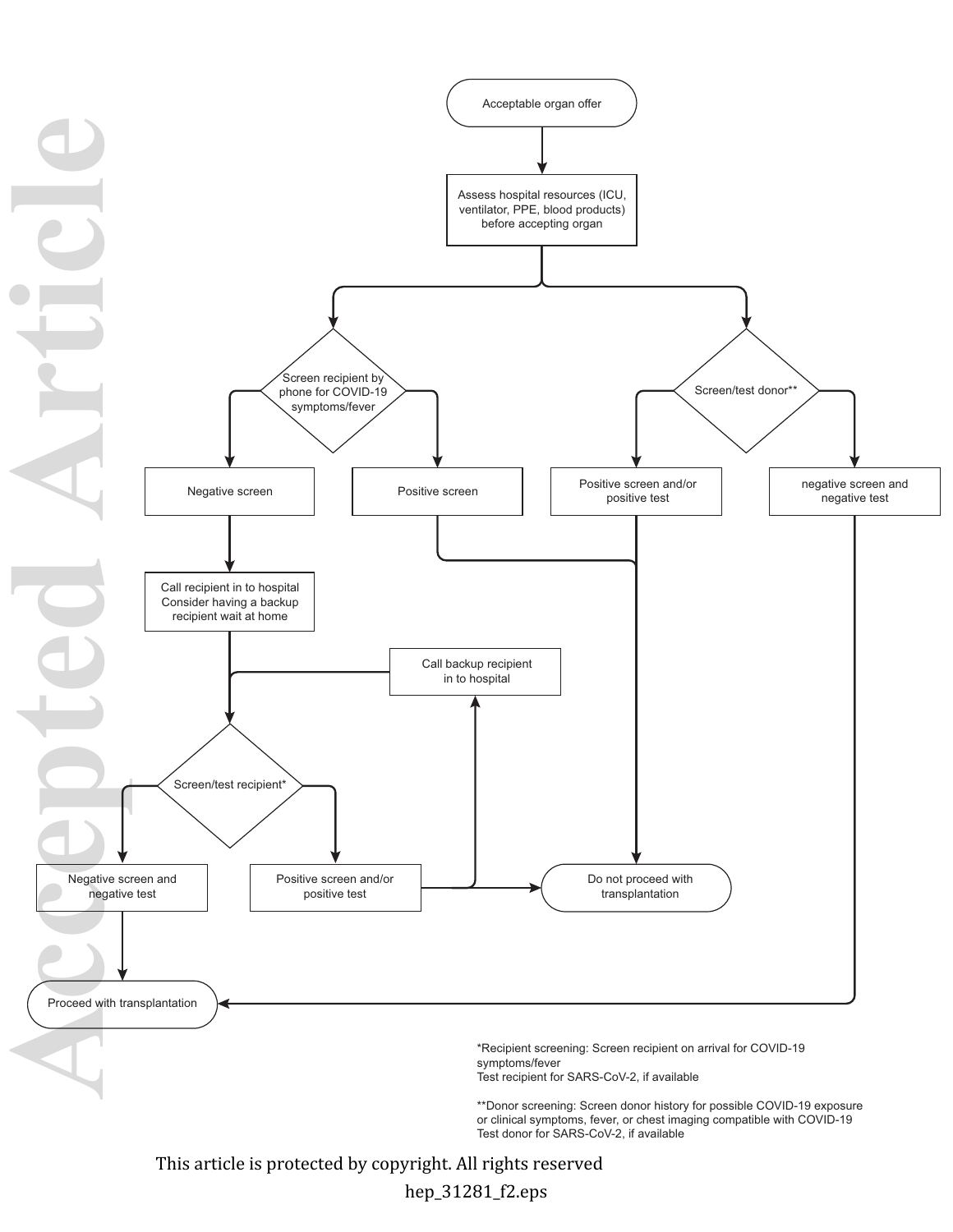Acceptable organ offer

Assess hospital resources (ICU, ventilator, PPE, blood products) before accepting organ

Screen recipient by phone for COVID-19 symptoms/fever

Screen/test donor**

Negative screen

Positive screen

Positive screen and/or positive test

negative screen and negative test

Call recipient in to hospital
Consider having a backup recipient wait at home

Call backup recipient in to hospital

Screen/test recipient*

Negative screen and negative test

Positive screen and/or positive test

Do not proceed with transplantation

Proceed with transplantation

*Recipient screening: Screen recipient on arrival for COVID-19 symptoms/fever
Test recipient for SARS-CoV-2, if available

**Donor screening: Screen donor history for possible COVID-19 exposure or clinical symptoms, fever, or chest imaging compatible with COVID-19
Test donor for SARS-CoV-2, if available

hep_31281_f2.eps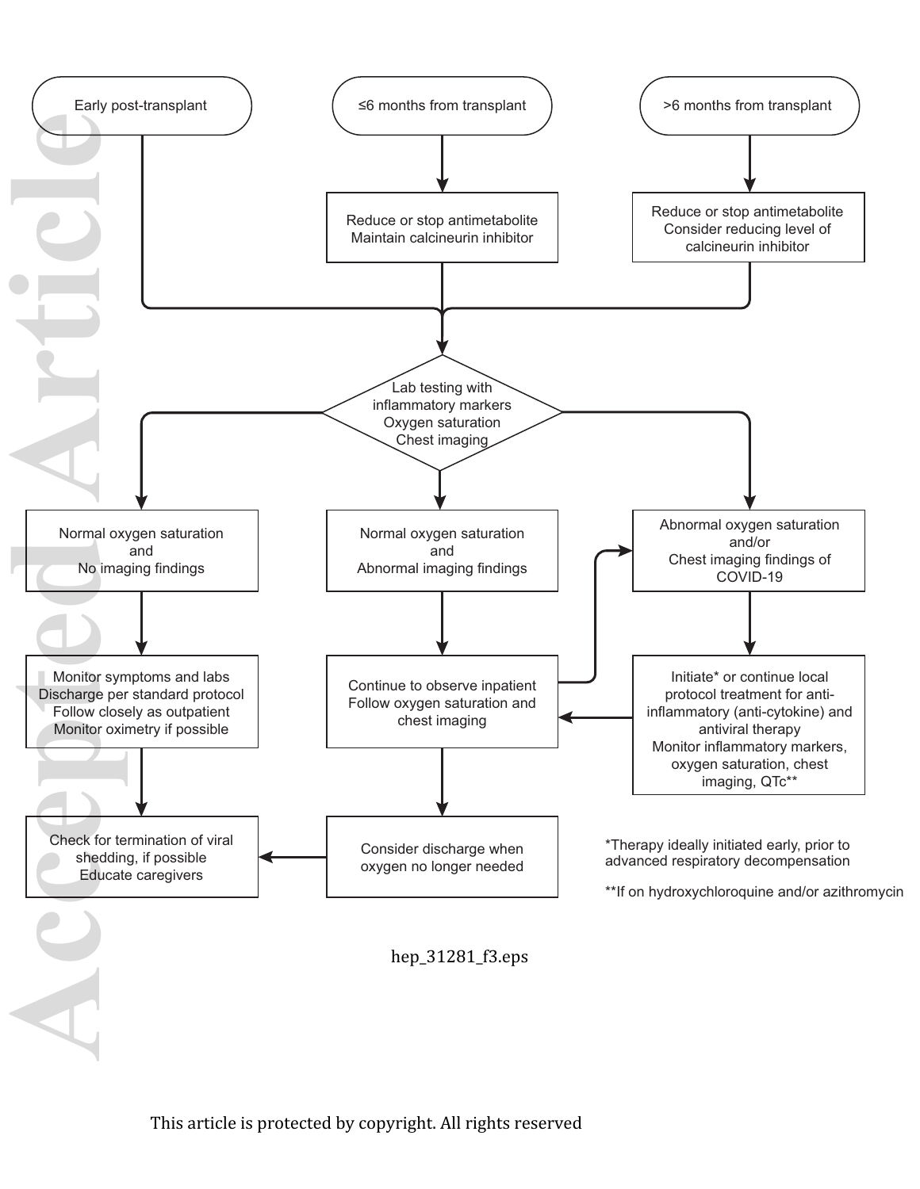Early post-transplant

≤6 months from transplant

>6 months from transplant

Reduce or stop antimetabolite
Maintain calcineurin inhibitor

Reduce or stop antimetabolite
Consider reducing level of calcineurin inhibitor

Lab testing with inflammatory markers
Oxygen saturation
Chest imaging

Normal oxygen saturation
and
No imaging findings

Normal oxygen saturation
and
Abnormal imaging findings

Abnormal oxygen saturation
and/or
Chest imaging findings of COVID-19

Monitor symptoms and labs
Discharge per standard protocol
Follow closely as outpatient
Monitor oximetry if possible

Continue to observe inpatient
Follow oxygen saturation and chest imaging

Initiate* or continue local protocol treatment for anti-inflammatory (anti-cytokine) and antiviral therapy
Monitor inflammatory markers, oxygen saturation, chest imaging, QTc**

Check for termination of viral shedding, if possible
Educate caregivers

Consider discharge when oxygen no longer needed

*Therapy ideally initiated early, prior to advanced respiratory decompensation

**If on hydroxychloroquine and/or azithromycin

hep_31281_f3.eps